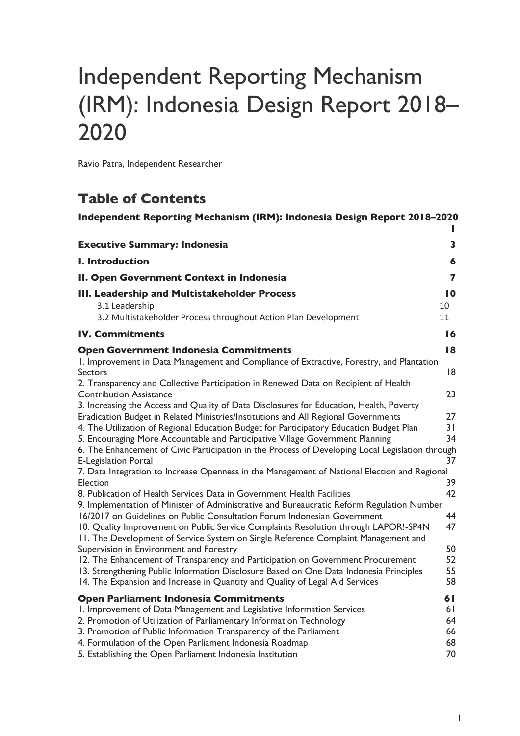# Independent Reporting Mechanism (IRM): Indonesia Design Report 2018–2020

Ravio Patra, Independent Researcher

## Table of Contents

**Independent Reporting Mechanism (IRM): Indonesia Design Report 2018–2020** 1

**Executive Summary: Indonesia** 3

**I. Introduction** 6

**II. Open Government Context in Indonesia** 7

**III. Leadership and Multistakeholder Process** 10

- 3.1 Leadership 10
- 3.2 Multistakeholder Process throughout Action Plan Development 11

**IV. Commitments** 16

**Open Government Indonesia Commitments** 18

1. Improvement in Data Management and Compliance of Extractive, Forestry, and Plantation Sectors 18
2. Transparency and Collective Participation in Renewed Data on Recipient of Health Contribution Assistance 23
3. Increasing the Access and Quality of Data Disclosures for Education, Health, Poverty Eradication Budget in Related Ministries/Institutions and All Regional Governments 27
4. The Utilization of Regional Education Budget for Participatory Education Budget Plan 31
5. Encouraging More Accountable and Participative Village Government Planning 34
6. The Enhancement of Civic Participation in the Process of Developing Local Legislation through E-Legislation Portal 37
7. Data Integration to Increase Openness in the Management of National Election and Regional Election 39
8. Publication of Health Services Data in Government Health Facilities 42
9. Implementation of Minister of Administrative and Bureaucratic Reform Regulation Number 16/2017 on Guidelines on Public Consultation Forum Indonesian Government 44
10. Quality Improvement on Public Service Complaints Resolution through LAPOR!-SP4N 47
11. The Development of Service System on Single Reference Complaint Management and Supervision in Environment and Forestry 50
12. The Enhancement of Transparency and Participation on Government Procurement 52
13. Strengthening Public Information Disclosure Based on One Data Indonesia Principles 55
14. The Expansion and Increase in Quantity and Quality of Legal Aid Services 58

**Open Parliament Indonesia Commitments** 61

1. Improvement of Data Management and Legislative Information Services 61
2. Promotion of Utilization of Parliamentary Information Technology 64
3. Promotion of Public Information Transparency of the Parliament 66
4. Formulation of the Open Parliament Indonesia Roadmap 68
5. Establishing the Open Parliament Indonesia Institution 70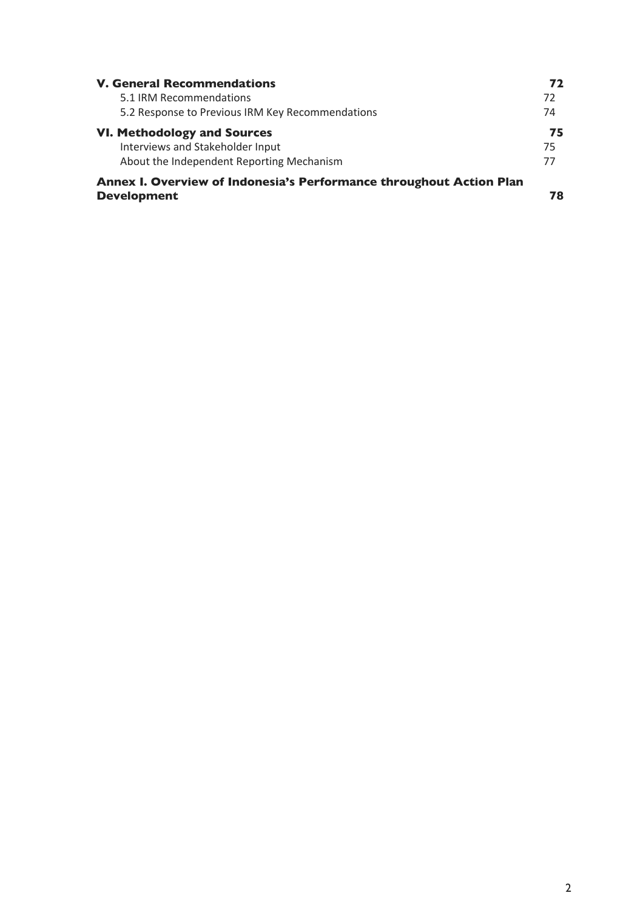| | |
|---|---|
| **V. General Recommendations** | **72** |
| 5.1 IRM Recommendations | 72 |
| 5.2 Response to Previous IRM Key Recommendations | 74 |
| **VI. Methodology and Sources** | **75** |
| Interviews and Stakeholder Input | 75 |
| About the Independent Reporting Mechanism | 77 |
| **Annex I. Overview of Indonesia's Performance throughout Action Plan Development** | **78** |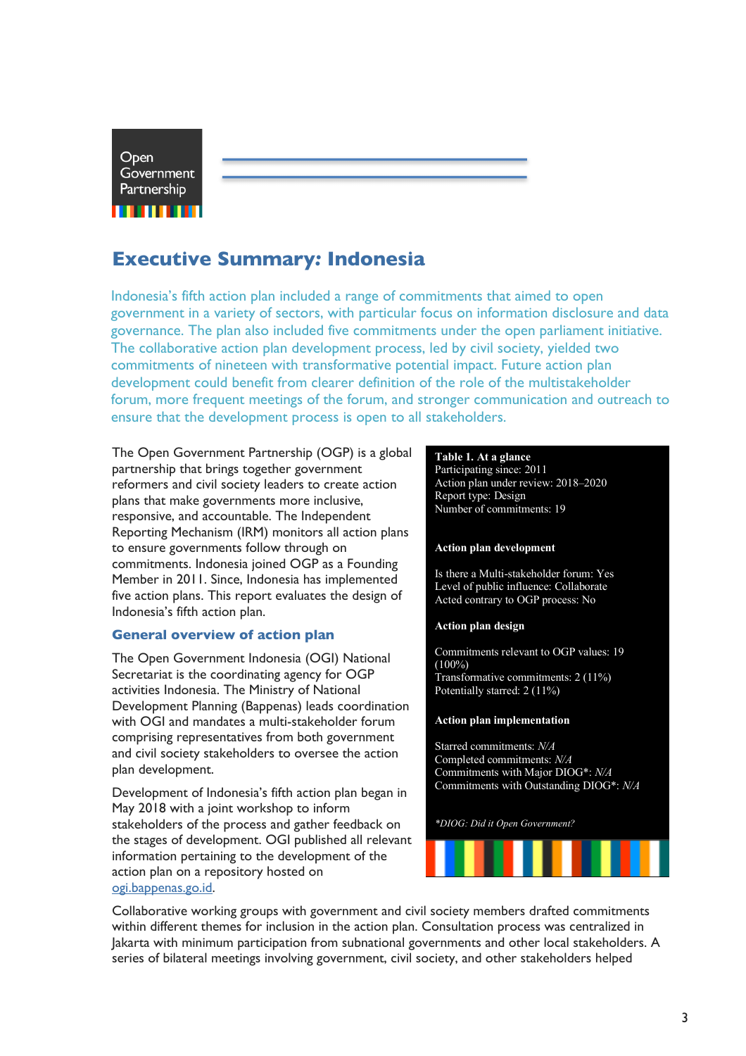# Executive Summary: Indonesia

Indonesia's fifth action plan included a range of commitments that aimed to open government in a variety of sectors, with particular focus on information disclosure and data governance. The plan also included five commitments under the open parliament initiative. The collaborative action plan development process, led by civil society, yielded two commitments of nineteen with transformative potential impact. Future action plan development could benefit from clearer definition of the role of the multistakeholder forum, more frequent meetings of the forum, and stronger communication and outreach to ensure that the development process is open to all stakeholders.

The Open Government Partnership (OGP) is a global partnership that brings together government reformers and civil society leaders to create action plans that make governments more inclusive, responsive, and accountable. The Independent Reporting Mechanism (IRM) monitors all action plans to ensure governments follow through on commitments. Indonesia joined OGP as a Founding Member in 2011. Since, Indonesia has implemented five action plans. This report evaluates the design of Indonesia's fifth action plan.

**Table 1. At a glance**
Participating since: 2011
Action plan under review: 2018–2020
Report type: Design
Number of commitments: 19

**Action plan development**

Is there a Multi-stakeholder forum: Yes
Level of public influence: Collaborate
Acted contrary to OGP process: No

**Action plan design**

Commitments relevant to OGP values: 19 (100%)
Transformative commitments: 2 (11%)
Potentially starred: 2 (11%)

**Action plan implementation**

Starred commitments: *N/A*
Completed commitments: *N/A*
Commitments with Major DIOG*: *N/A*
Commitments with Outstanding DIOG*: *N/A*

*\*DIOG: Did it Open Government?*

## General overview of action plan

The Open Government Indonesia (OGI) National Secretariat is the coordinating agency for OGP activities Indonesia. The Ministry of National Development Planning (Bappenas) leads coordination with OGI and mandates a multi-stakeholder forum comprising representatives from both government and civil society stakeholders to oversee the action plan development.

Development of Indonesia's fifth action plan began in May 2018 with a joint workshop to inform stakeholders of the process and gather feedback on the stages of development. OGI published all relevant information pertaining to the development of the action plan on a repository hosted on ogi.bappenas.go.id.

Collaborative working groups with government and civil society members drafted commitments within different themes for inclusion in the action plan. Consultation process was centralized in Jakarta with minimum participation from subnational governments and other local stakeholders. A series of bilateral meetings involving government, civil society, and other stakeholders helped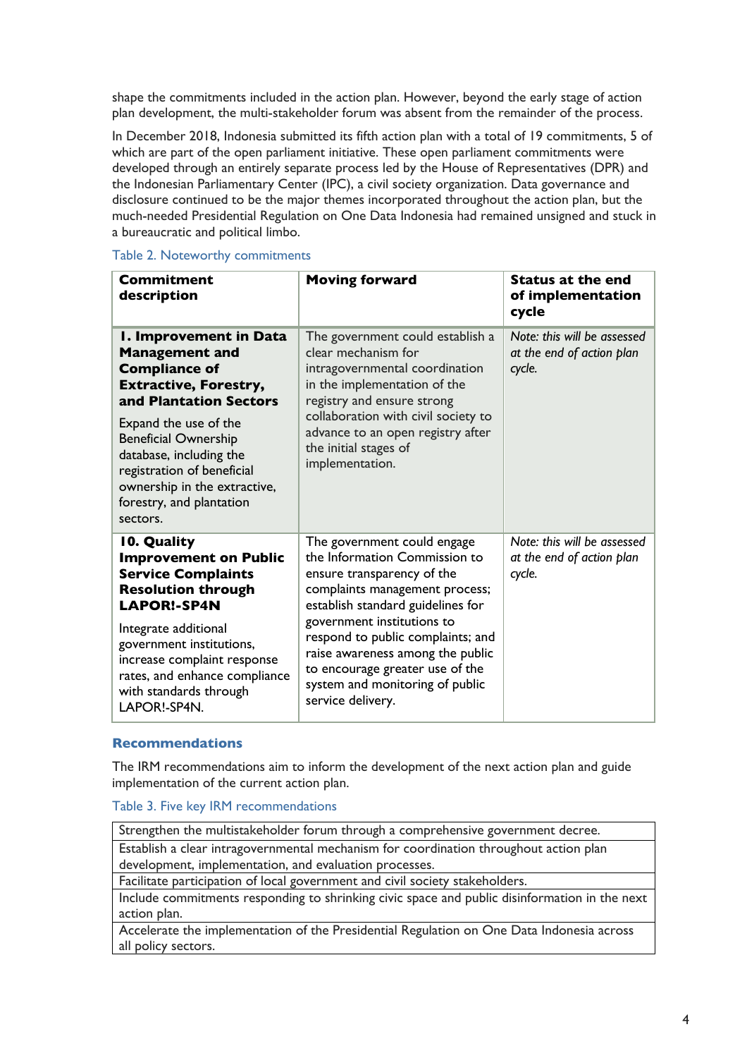shape the commitments included in the action plan. However, beyond the early stage of action plan development, the multi-stakeholder forum was absent from the remainder of the process.

In December 2018, Indonesia submitted its fifth action plan with a total of 19 commitments, 5 of which are part of the open parliament initiative. These open parliament commitments were developed through an entirely separate process led by the House of Representatives (DPR) and the Indonesian Parliamentary Center (IPC), a civil society organization. Data governance and disclosure continued to be the major themes incorporated throughout the action plan, but the much-needed Presidential Regulation on One Data Indonesia had remained unsigned and stuck in a bureaucratic and political limbo.

Table 2. Noteworthy commitments

| Commitment description | Moving forward | Status at the end of implementation cycle |
|---|---|---|
| **1. Improvement in Data Management and Compliance of Extractive, Forestry, and Plantation Sectors**<br><br>Expand the use of the Beneficial Ownership database, including the registration of beneficial ownership in the extractive, forestry, and plantation sectors. | The government could establish a clear mechanism for intragovernmental coordination in the implementation of the registry and ensure strong collaboration with civil society to advance to an open registry after the initial stages of implementation. | *Note: this will be assessed at the end of action plan cycle.* |
| **10. Quality Improvement on Public Service Complaints Resolution through LAPOR!-SP4N**<br><br>Integrate additional government institutions, increase complaint response rates, and enhance compliance with standards through LAPOR!-SP4N. | The government could engage the Information Commission to ensure transparency of the complaints management process; establish standard guidelines for government institutions to respond to public complaints; and raise awareness among the public to encourage greater use of the system and monitoring of public service delivery. | *Note: this will be assessed at the end of action plan cycle.* |

## Recommendations

The IRM recommendations aim to inform the development of the next action plan and guide implementation of the current action plan.

Table 3. Five key IRM recommendations

| |
|---|
| Strengthen the multistakeholder forum through a comprehensive government decree. |
| Establish a clear intragovernmental mechanism for coordination throughout action plan development, implementation, and evaluation processes. |
| Facilitate participation of local government and civil society stakeholders. |
| Include commitments responding to shrinking civic space and public disinformation in the next action plan. |
| Accelerate the implementation of the Presidential Regulation on One Data Indonesia across all policy sectors. |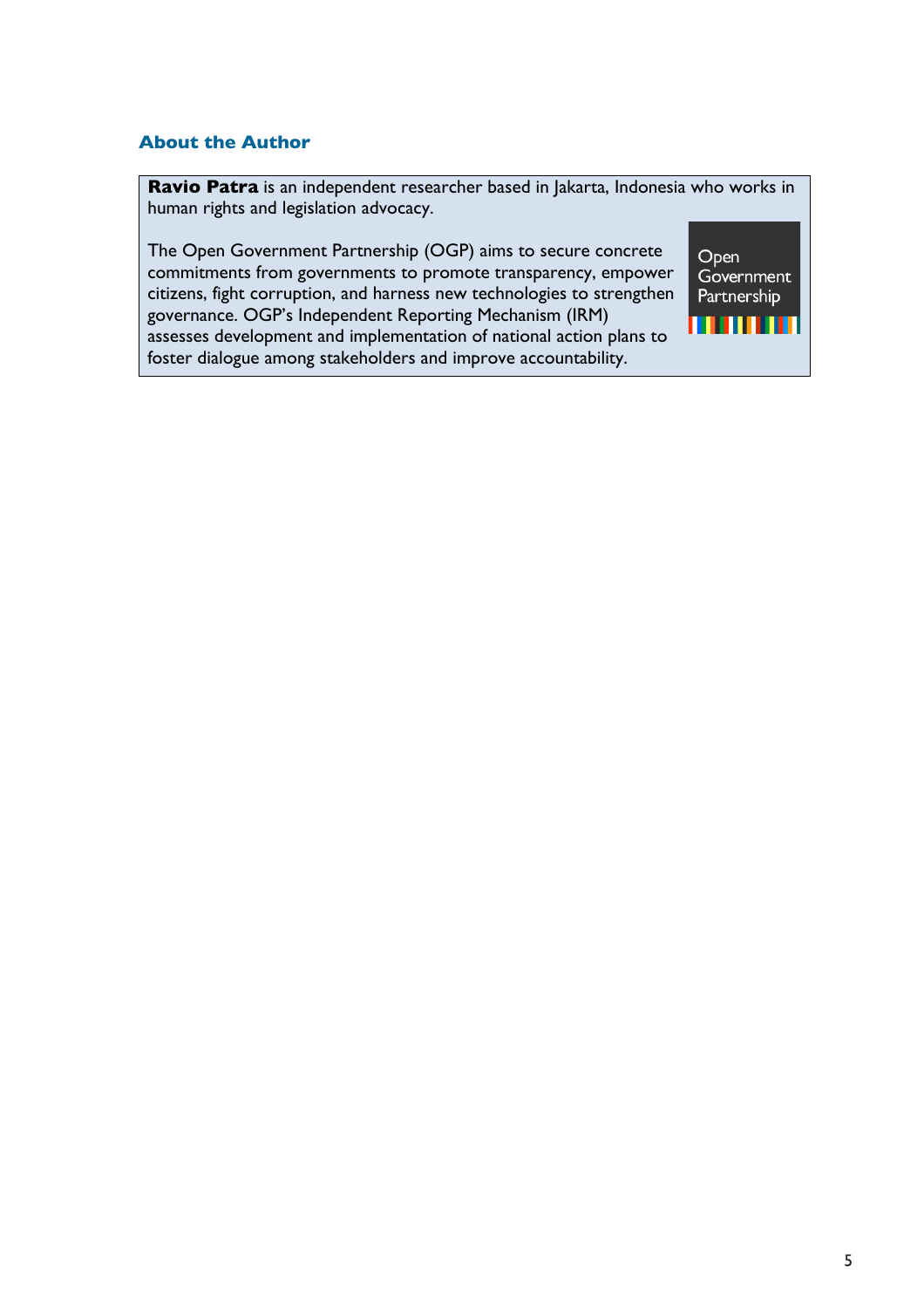## About the Author

**Ravio Patra** is an independent researcher based in Jakarta, Indonesia who works in human rights and legislation advocacy.

The Open Government Partnership (OGP) aims to secure concrete commitments from governments to promote transparency, empower citizens, fight corruption, and harness new technologies to strengthen governance. OGP's Independent Reporting Mechanism (IRM) assesses development and implementation of national action plans to foster dialogue among stakeholders and improve accountability.

Open Government Partnership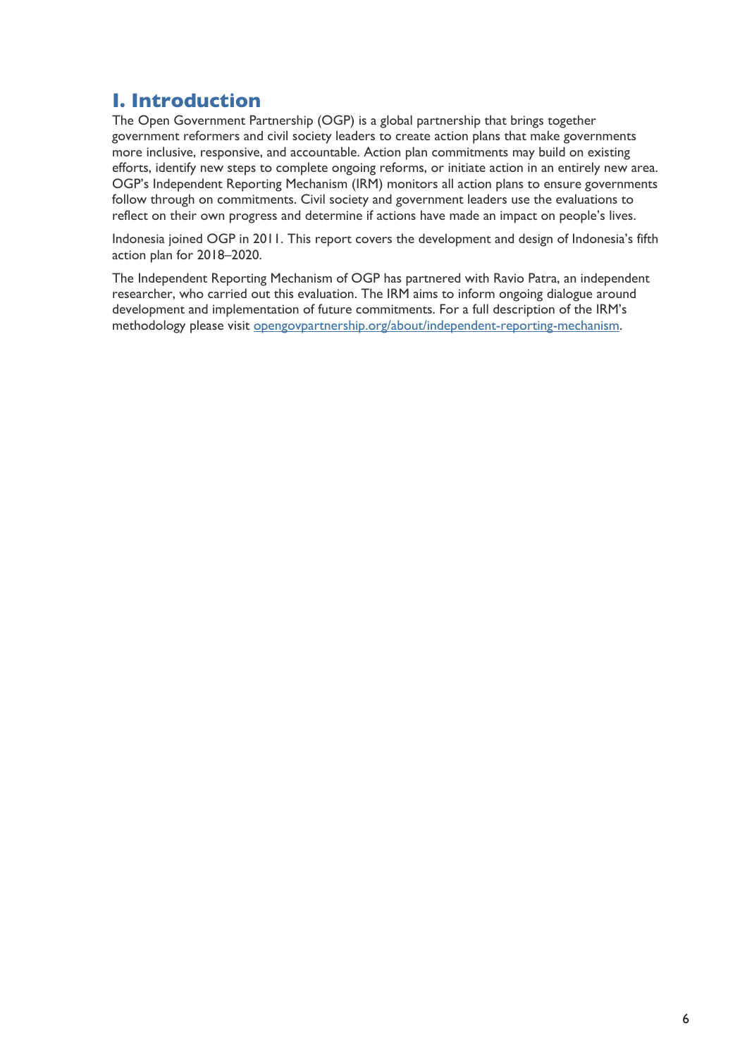# I. Introduction

The Open Government Partnership (OGP) is a global partnership that brings together government reformers and civil society leaders to create action plans that make governments more inclusive, responsive, and accountable. Action plan commitments may build on existing efforts, identify new steps to complete ongoing reforms, or initiate action in an entirely new area. OGP's Independent Reporting Mechanism (IRM) monitors all action plans to ensure governments follow through on commitments. Civil society and government leaders use the evaluations to reflect on their own progress and determine if actions have made an impact on people's lives.

Indonesia joined OGP in 2011. This report covers the development and design of Indonesia's fifth action plan for 2018–2020.

The Independent Reporting Mechanism of OGP has partnered with Ravio Patra, an independent researcher, who carried out this evaluation. The IRM aims to inform ongoing dialogue around development and implementation of future commitments. For a full description of the IRM's methodology please visit [opengovpartnership.org/about/independent-reporting-mechanism](opengovpartnership.org/about/independent-reporting-mechanism).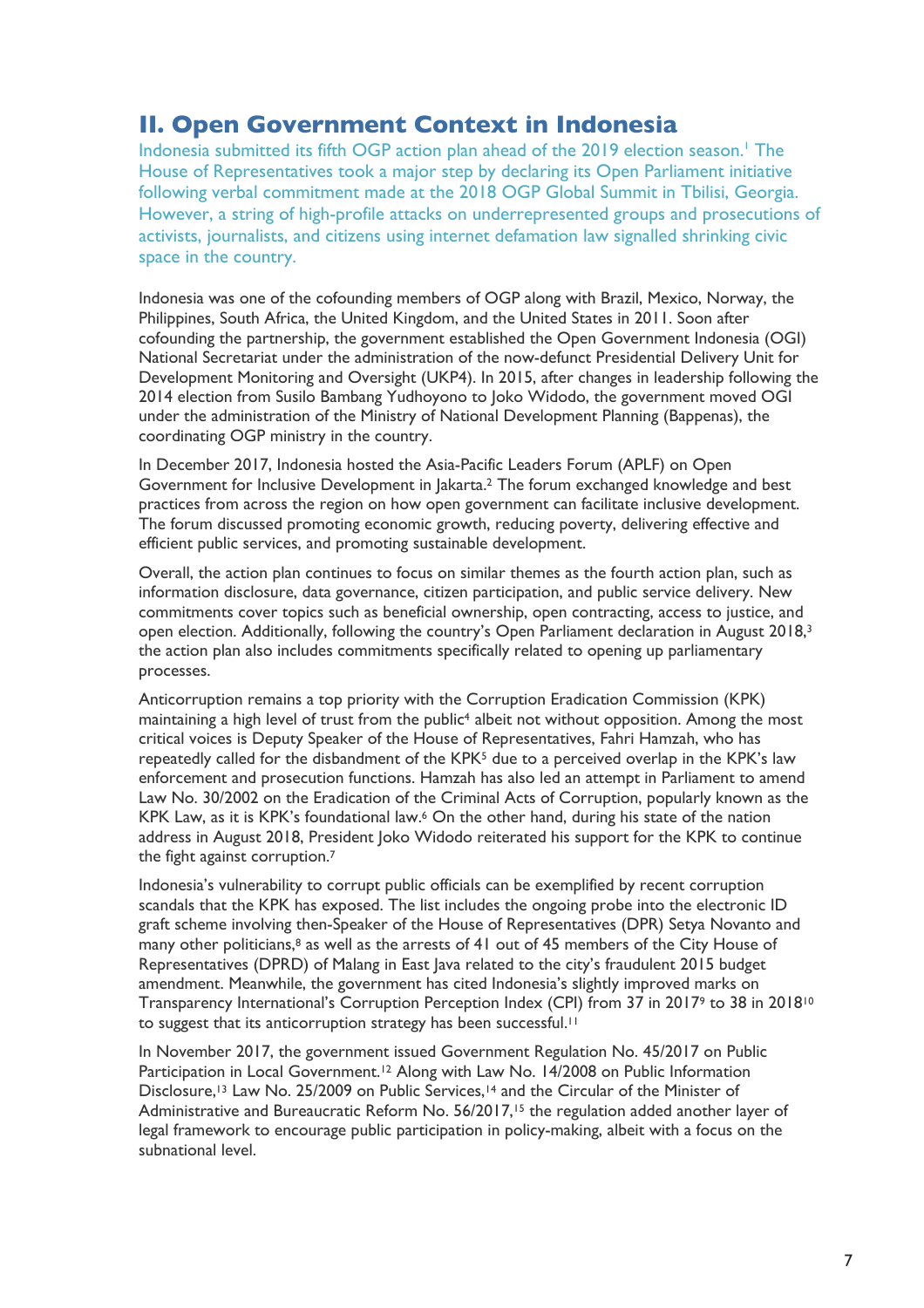## II. Open Government Context in Indonesia

Indonesia submitted its fifth OGP action plan ahead of the 2019 election season.[1] The House of Representatives took a major step by declaring its Open Parliament initiative following verbal commitment made at the 2018 OGP Global Summit in Tbilisi, Georgia. However, a string of high-profile attacks on underrepresented groups and prosecutions of activists, journalists, and citizens using internet defamation law signalled shrinking civic space in the country.

Indonesia was one of the cofounding members of OGP along with Brazil, Mexico, Norway, the Philippines, South Africa, the United Kingdom, and the United States in 2011. Soon after cofounding the partnership, the government established the Open Government Indonesia (OGI) National Secretariat under the administration of the now-defunct Presidential Delivery Unit for Development Monitoring and Oversight (UKP4). In 2015, after changes in leadership following the 2014 election from Susilo Bambang Yudhoyono to Joko Widodo, the government moved OGI under the administration of the Ministry of National Development Planning (Bappenas), the coordinating OGP ministry in the country.

In December 2017, Indonesia hosted the Asia-Pacific Leaders Forum (APLF) on Open Government for Inclusive Development in Jakarta.[2] The forum exchanged knowledge and best practices from across the region on how open government can facilitate inclusive development. The forum discussed promoting economic growth, reducing poverty, delivering effective and efficient public services, and promoting sustainable development.

Overall, the action plan continues to focus on similar themes as the fourth action plan, such as information disclosure, data governance, citizen participation, and public service delivery. New commitments cover topics such as beneficial ownership, open contracting, access to justice, and open election. Additionally, following the country's Open Parliament declaration in August 2018,[3] the action plan also includes commitments specifically related to opening up parliamentary processes.

Anticorruption remains a top priority with the Corruption Eradication Commission (KPK) maintaining a high level of trust from the public[4] albeit not without opposition. Among the most critical voices is Deputy Speaker of the House of Representatives, Fahri Hamzah, who has repeatedly called for the disbandment of the KPK[5] due to a perceived overlap in the KPK's law enforcement and prosecution functions. Hamzah has also led an attempt in Parliament to amend Law No. 30/2002 on the Eradication of the Criminal Acts of Corruption, popularly known as the KPK Law, as it is KPK's foundational law.[6] On the other hand, during his state of the nation address in August 2018, President Joko Widodo reiterated his support for the KPK to continue the fight against corruption.[7]

Indonesia's vulnerability to corrupt public officials can be exemplified by recent corruption scandals that the KPK has exposed. The list includes the ongoing probe into the electronic ID graft scheme involving then-Speaker of the House of Representatives (DPR) Setya Novanto and many other politicians,[8] as well as the arrests of 41 out of 45 members of the City House of Representatives (DPRD) of Malang in East Java related to the city's fraudulent 2015 budget amendment. Meanwhile, the government has cited Indonesia's slightly improved marks on Transparency International's Corruption Perception Index (CPI) from 37 in 2017[9] to 38 in 2018[10] to suggest that its anticorruption strategy has been successful.[11]

In November 2017, the government issued Government Regulation No. 45/2017 on Public Participation in Local Government.[12] Along with Law No. 14/2008 on Public Information Disclosure,[13] Law No. 25/2009 on Public Services,[14] and the Circular of the Minister of Administrative and Bureaucratic Reform No. 56/2017,[15] the regulation added another layer of legal framework to encourage public participation in policy-making, albeit with a focus on the subnational level.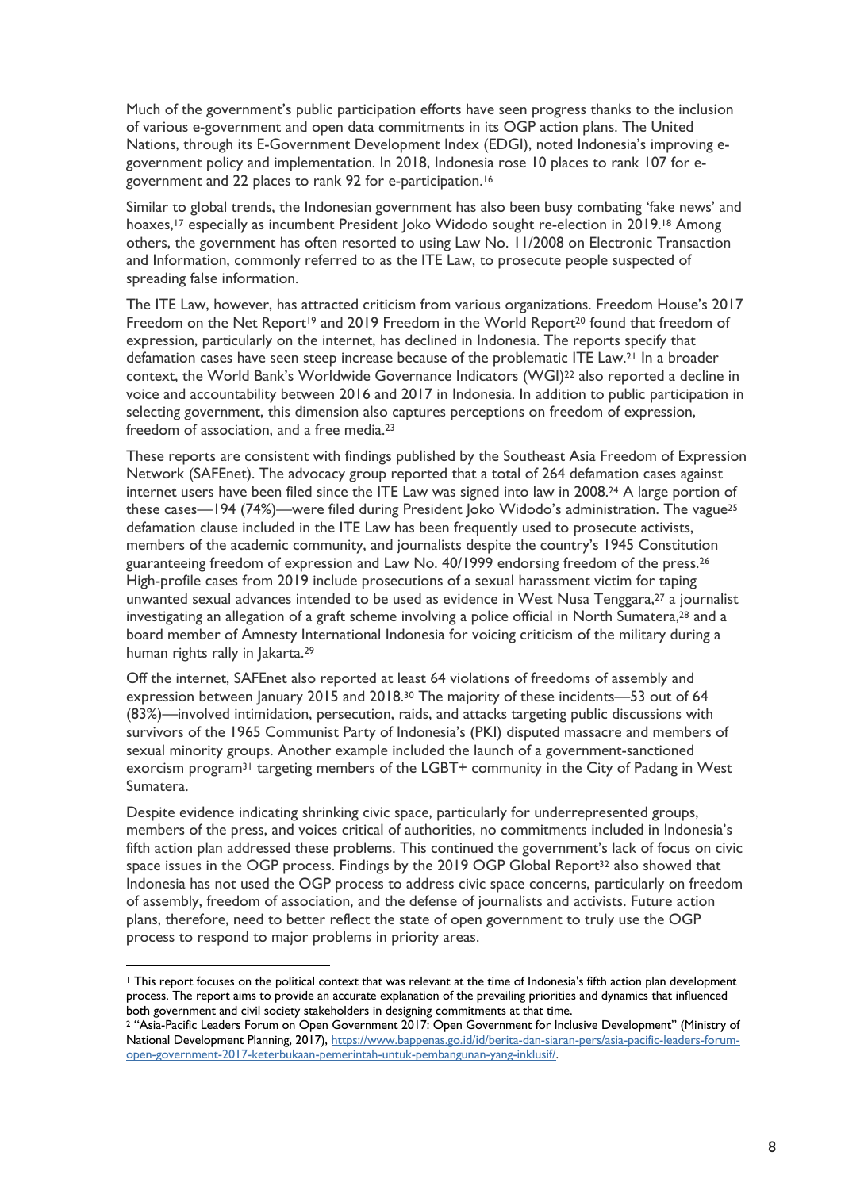Much of the government's public participation efforts have seen progress thanks to the inclusion of various e-government and open data commitments in its OGP action plans. The United Nations, through its E-Government Development Index (EDGI), noted Indonesia's improving e-government policy and implementation. In 2018, Indonesia rose 10 places to rank 107 for e-government and 22 places to rank 92 for e-participation.[16]

Similar to global trends, the Indonesian government has also been busy combating 'fake news' and hoaxes,[17] especially as incumbent President Joko Widodo sought re-election in 2019.[18] Among others, the government has often resorted to using Law No. 11/2008 on Electronic Transaction and Information, commonly referred to as the ITE Law, to prosecute people suspected of spreading false information.

The ITE Law, however, has attracted criticism from various organizations. Freedom House's 2017 Freedom on the Net Report[19] and 2019 Freedom in the World Report[20] found that freedom of expression, particularly on the internet, has declined in Indonesia. The reports specify that defamation cases have seen steep increase because of the problematic ITE Law.[21] In a broader context, the World Bank's Worldwide Governance Indicators (WGI)[22] also reported a decline in voice and accountability between 2016 and 2017 in Indonesia. In addition to public participation in selecting government, this dimension also captures perceptions on freedom of expression, freedom of association, and a free media.[23]

These reports are consistent with findings published by the Southeast Asia Freedom of Expression Network (SAFEnet). The advocacy group reported that a total of 264 defamation cases against internet users have been filed since the ITE Law was signed into law in 2008.[24] A large portion of these cases—194 (74%)—were filed during President Joko Widodo's administration. The vague[25] defamation clause included in the ITE Law has been frequently used to prosecute activists, members of the academic community, and journalists despite the country's 1945 Constitution guaranteeing freedom of expression and Law No. 40/1999 endorsing freedom of the press.[26] High-profile cases from 2019 include prosecutions of a sexual harassment victim for taping unwanted sexual advances intended to be used as evidence in West Nusa Tenggara,[27] a journalist investigating an allegation of a graft scheme involving a police official in North Sumatera,[28] and a board member of Amnesty International Indonesia for voicing criticism of the military during a human rights rally in Jakarta.[29]

Off the internet, SAFEnet also reported at least 64 violations of freedoms of assembly and expression between January 2015 and 2018.[30] The majority of these incidents—53 out of 64 (83%)—involved intimidation, persecution, raids, and attacks targeting public discussions with survivors of the 1965 Communist Party of Indonesia's (PKI) disputed massacre and members of sexual minority groups. Another example included the launch of a government-sanctioned exorcism program[31] targeting members of the LGBT+ community in the City of Padang in West Sumatera.

Despite evidence indicating shrinking civic space, particularly for underrepresented groups, members of the press, and voices critical of authorities, no commitments included in Indonesia's fifth action plan addressed these problems. This continued the government's lack of focus on civic space issues in the OGP process. Findings by the 2019 OGP Global Report[32] also showed that Indonesia has not used the OGP process to address civic space concerns, particularly on freedom of assembly, freedom of association, and the defense of journalists and activists. Future action plans, therefore, need to better reflect the state of open government to truly use the OGP process to respond to major problems in priority areas.

---

[1] This report focuses on the political context that was relevant at the time of Indonesia's fifth action plan development process. The report aims to provide an accurate explanation of the prevailing priorities and dynamics that influenced both government and civil society stakeholders in designing commitments at that time.

[2] "Asia-Pacific Leaders Forum on Open Government 2017: Open Government for Inclusive Development" (Ministry of National Development Planning, 2017), https://www.bappenas.go.id/id/berita-dan-siaran-pers/asia-pacific-leaders-forum-open-government-2017-keterbukaan-pemerintah-untuk-pembangunan-yang-inklusif/.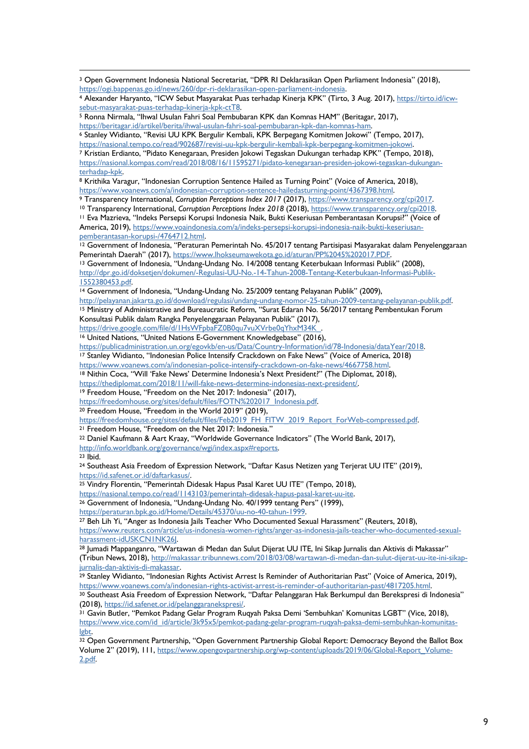[3] Open Government Indonesia National Secretariat, "DPR RI Deklarasikan Open Parliament Indonesia" (2018), https://ogi.bappenas.go.id/news/260/dpr-ri-deklarasikan-open-parliament-indonesia.

[4] Alexander Haryanto, "ICW Sebut Masyarakat Puas terhadap Kinerja KPK" (Tirto, 3 Aug. 2017), https://tirto.id/icw-sebut-masyarakat-puas-terhadap-kinerja-kpk-ctT8.

[5] Ronna Nirmala, "Ihwal Usulan Fahri Soal Pembubaran KPK dan Komnas HAM" (Beritagar, 2017), https://beritagar.id/artikel/berita/ihwal-usulan-fahri-soal-pembubaran-kpk-dan-komnas-ham.

[6] Stanley Widianto, "Revisi UU KPK Bergulir Kembali, KPK Berpegang Komitmen Jokowi" (Tempo, 2017), https://nasional.tempo.co/read/902687/revisi-uu-kpk-bergulir-kembali-kpk-berpegang-komitmen-jokowi.

[7] Kristian Erdianto, "Pidato Kenegaraan, Presiden Jokowi Tegaskan Dukungan terhadap KPK" (Tempo, 2018), https://nasional.kompas.com/read/2018/08/16/11595271/pidato-kenegaraan-presiden-jokowi-tegaskan-dukungan-terhadap-kpk.

[8] Krithika Varagur, "Indonesian Corruption Sentence Hailed as Turning Point" (Voice of America, 2018), https://www.voanews.com/a/indonesian-corruption-sentence-hailedasturning-point/4367398.html.

[9] Transparency International, *Corruption Perceptions Index 2017* (2017), https://www.transparency.org/cpi2017.

[10] Transparency International, *Corruption Perceptions Index 2018* (2018), https://www.transparency.org/cpi2018.

[11] Eva Mazrieva, "Indeks Persepsi Korupsi Indonesia Naik, Bukti Keseriusan Pemberantasan Korupsi?" (Voice of America, 2019), https://www.voaindonesia.com/a/indeks-persepsi-korupsi-indonesia-naik-bukti-keseriusan-pemberantasan-korupsi-/4764712.html.

[12] Government of Indonesia, "Peraturan Pemerintah No. 45/2017 tentang Partisipasi Masyarakat dalam Penyelenggaraan Pemerintah Daerah" (2017), https://www.lhokseumawekota.go.id/aturan/PP%2045%202017.PDF.

[13] Government of Indonesia, "Undang-Undang No. 14/2008 tentang Keterbukaan Informasi Publik" (2008), http://dpr.go.id/doksetjen/dokumen/-Regulasi-UU-No.-14-Tahun-2008-Tentang-Keterbukaan-Informasi-Publik-1552380453.pdf.

[14] Government of Indonesia, "Undang-Undang No. 25/2009 tentang Pelayanan Publik" (2009), http://pelayanan.jakarta.go.id/download/regulasi/undang-undang-nomor-25-tahun-2009-tentang-pelayanan-publik.pdf.

[15] Ministry of Administrative and Bureaucratic Reform, "Surat Edaran No. 56/2017 tentang Pembentukan Forum Konsultasi Publik dalam Rangka Penyelenggaraan Pelayanan Publik" (2017), https://drive.google.com/file/d/1HsWFpbaFZ0B0qu7vuXVrbe0qYhxM34K_.

[16] United Nations, "United Nations E-Government Knowledgebase" (2016), https://publicadministration.un.org/egovkb/en-us/Data/Country-Information/id/78-Indonesia/dataYear/2018.

[17] Stanley Widianto, "Indonesian Police Intensify Crackdown on Fake News" (Voice of America, 2018) https://www.voanews.com/a/indonesian-police-intensify-crackdown-on-fake-news/4667758.html.

[18] Nithin Coca, "Will 'Fake News' Determine Indonesia's Next President?" (The Diplomat, 2018), https://thediplomat.com/2018/11/will-fake-news-determine-indonesias-next-president/.

[19] Freedom House, "Freedom on the Net 2017: Indonesia" (2017), https://freedomhouse.org/sites/default/files/FOTN%202017_Indonesia.pdf.

[20] Freedom House, "Freedom in the World 2019" (2019), https://freedomhouse.org/sites/default/files/Feb2019_FH_FITW_2019_Report_ForWeb-compressed.pdf.

[21] Freedom House, "Freedom on the Net 2017: Indonesia."

[22] Daniel Kaufmann & Aart Kraay, "Worldwide Governance Indicators" (The World Bank, 2017), http://info.worldbank.org/governance/wgi/index.aspx#reports.

[23] Ibid.

[24] Southeast Asia Freedom of Expression Network, "Daftar Kasus Netizen yang Terjerat UU ITE" (2019), https://id.safenet.or.id/daftarkasus/.

[25] Vindry Florentin, "Pemerintah Didesak Hapus Pasal Karet UU ITE" (Tempo, 2018), https://nasional.tempo.co/read/1143103/pemerintah-didesak-hapus-pasal-karet-uu-ite.

[26] Government of Indonesia, "Undang-Undang No. 40/1999 tentang Pers" (1999), https://peraturan.bpk.go.id/Home/Details/45370/uu-no-40-tahun-1999.

[27] Beh Lih Yi, "Anger as Indonesia Jails Teacher Who Documented Sexual Harassment" (Reuters, 2018), https://www.reuters.com/article/us-indonesia-women-rights/anger-as-indonesia-jails-teacher-who-documented-sexual-harassment-idUSKCN1NK26J.

[28] Jumadi Mappanganro, "Wartawan di Medan dan Sulut Dijerat UU ITE, Ini Sikap Jurnalis dan Aktivis di Makassar" (Tribun News, 2018), http://makassar.tribunnews.com/2018/03/08/wartawan-di-medan-dan-sulut-dijerat-uu-ite-ini-sikap-jurnalis-dan-aktivis-di-makassar.

[29] Stanley Widianto, "Indonesian Rights Activist Arrest Is Reminder of Authoritarian Past" (Voice of America, 2019), https://www.voanews.com/a/indonesian-rights-activist-arrest-is-reminder-of-authoritarian-past/4817205.html.

[30] Southeast Asia Freedom of Expression Network, "Daftar Pelanggaran Hak Berkumpul dan Berekspresi di Indonesia" (2018), https://id.safenet.or.id/pelanggaranekspresi/.

[31] Gavin Butler, "Pemkot Padang Gelar Program Ruqyah Paksa Demi 'Sembuhkan' Komunitas LGBT" (Vice, 2018), https://www.vice.com/id_id/article/3k95x5/pemkot-padang-gelar-program-ruqyah-paksa-demi-sembuhkan-komunitas-lgbt.

[32] Open Government Partnership, "Open Government Partnership Global Report: Democracy Beyond the Ballot Box Volume 2" (2019), 111, https://www.opengovpartnership.org/wp-content/uploads/2019/06/Global-Report_Volume-2.pdf.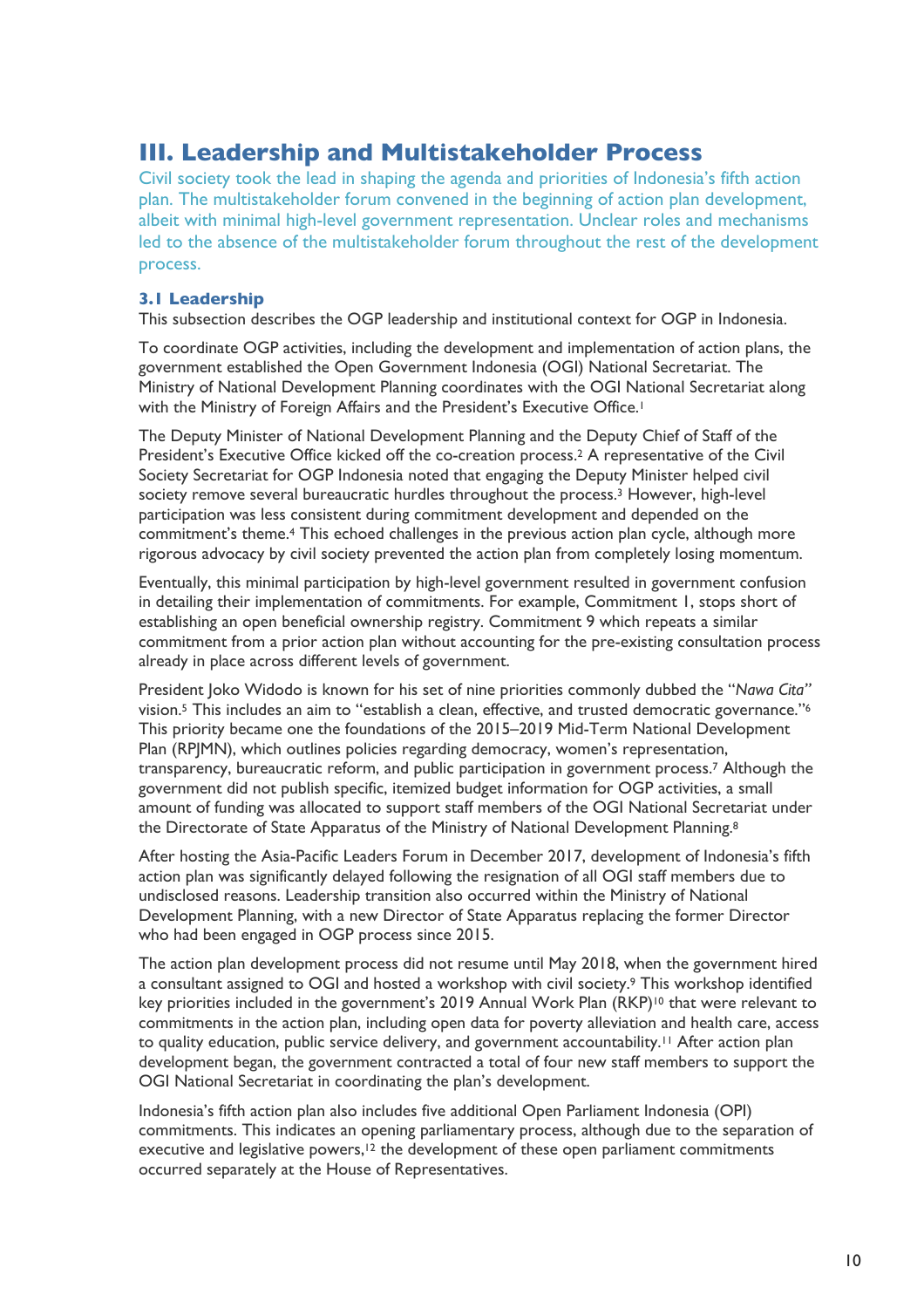# III. Leadership and Multistakeholder Process

Civil society took the lead in shaping the agenda and priorities of Indonesia's fifth action plan. The multistakeholder forum convened in the beginning of action plan development, albeit with minimal high-level government representation. Unclear roles and mechanisms led to the absence of the multistakeholder forum throughout the rest of the development process.

## 3.1 Leadership

This subsection describes the OGP leadership and institutional context for OGP in Indonesia.

To coordinate OGP activities, including the development and implementation of action plans, the government established the Open Government Indonesia (OGI) National Secretariat. The Ministry of National Development Planning coordinates with the OGI National Secretariat along with the Ministry of Foreign Affairs and the President's Executive Office.[1]

The Deputy Minister of National Development Planning and the Deputy Chief of Staff of the President's Executive Office kicked off the co-creation process.[2] A representative of the Civil Society Secretariat for OGP Indonesia noted that engaging the Deputy Minister helped civil society remove several bureaucratic hurdles throughout the process.[3] However, high-level participation was less consistent during commitment development and depended on the commitment's theme.[4] This echoed challenges in the previous action plan cycle, although more rigorous advocacy by civil society prevented the action plan from completely losing momentum.

Eventually, this minimal participation by high-level government resulted in government confusion in detailing their implementation of commitments. For example, Commitment 1, stops short of establishing an open beneficial ownership registry. Commitment 9 which repeats a similar commitment from a prior action plan without accounting for the pre-existing consultation process already in place across different levels of government.

President Joko Widodo is known for his set of nine priorities commonly dubbed the "*Nawa Cita"* vision.[5] This includes an aim to "establish a clean, effective, and trusted democratic governance."[6] This priority became one the foundations of the 2015–2019 Mid-Term National Development Plan (RPJMN), which outlines policies regarding democracy, women's representation, transparency, bureaucratic reform, and public participation in government process.[7] Although the government did not publish specific, itemized budget information for OGP activities, a small amount of funding was allocated to support staff members of the OGI National Secretariat under the Directorate of State Apparatus of the Ministry of National Development Planning.[8]

After hosting the Asia-Pacific Leaders Forum in December 2017, development of Indonesia's fifth action plan was significantly delayed following the resignation of all OGI staff members due to undisclosed reasons. Leadership transition also occurred within the Ministry of National Development Planning, with a new Director of State Apparatus replacing the former Director who had been engaged in OGP process since 2015.

The action plan development process did not resume until May 2018, when the government hired a consultant assigned to OGI and hosted a workshop with civil society.[9] This workshop identified key priorities included in the government's 2019 Annual Work Plan (RKP)[10] that were relevant to commitments in the action plan, including open data for poverty alleviation and health care, access to quality education, public service delivery, and government accountability.[11] After action plan development began, the government contracted a total of four new staff members to support the OGI National Secretariat in coordinating the plan's development.

Indonesia's fifth action plan also includes five additional Open Parliament Indonesia (OPI) commitments. This indicates an opening parliamentary process, although due to the separation of executive and legislative powers,[12] the development of these open parliament commitments occurred separately at the House of Representatives.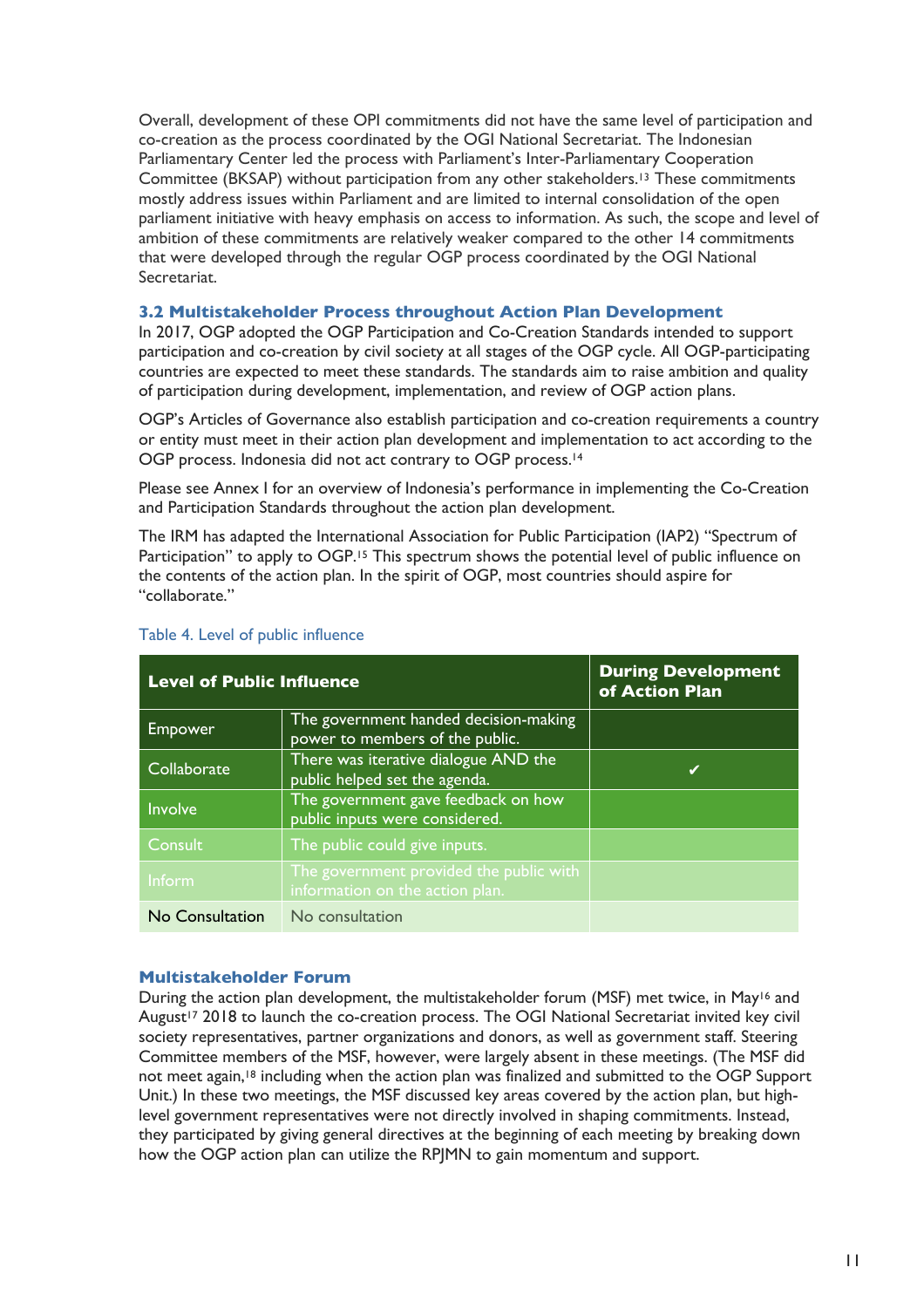Overall, development of these OPI commitments did not have the same level of participation and co-creation as the process coordinated by the OGI National Secretariat. The Indonesian Parliamentary Center led the process with Parliament's Inter-Parliamentary Cooperation Committee (BKSAP) without participation from any other stakeholders.[13] These commitments mostly address issues within Parliament and are limited to internal consolidation of the open parliament initiative with heavy emphasis on access to information. As such, the scope and level of ambition of these commitments are relatively weaker compared to the other 14 commitments that were developed through the regular OGP process coordinated by the OGI National Secretariat.

### 3.2 Multistakeholder Process throughout Action Plan Development

In 2017, OGP adopted the OGP Participation and Co-Creation Standards intended to support participation and co-creation by civil society at all stages of the OGP cycle. All OGP-participating countries are expected to meet these standards. The standards aim to raise ambition and quality of participation during development, implementation, and review of OGP action plans.

OGP's Articles of Governance also establish participation and co-creation requirements a country or entity must meet in their action plan development and implementation to act according to the OGP process. Indonesia did not act contrary to OGP process.[14]

Please see Annex I for an overview of Indonesia's performance in implementing the Co-Creation and Participation Standards throughout the action plan development.

The IRM has adapted the International Association for Public Participation (IAP2) "Spectrum of Participation" to apply to OGP.[15] This spectrum shows the potential level of public influence on the contents of the action plan. In the spirit of OGP, most countries should aspire for "collaborate."

Table 4. Level of public influence

| Level of Public Influence | | During Development of Action Plan |
|---|---|---|
| Empower | The government handed decision-making power to members of the public. | |
| Collaborate | There was iterative dialogue AND the public helped set the agenda. | ✔ |
| Involve | The government gave feedback on how public inputs were considered. | |
| Consult | The public could give inputs. | |
| Inform | The government provided the public with information on the action plan. | |
| No Consultation | No consultation | |

### Multistakeholder Forum

During the action plan development, the multistakeholder forum (MSF) met twice, in May[16] and August[17] 2018 to launch the co-creation process. The OGI National Secretariat invited key civil society representatives, partner organizations and donors, as well as government staff. Steering Committee members of the MSF, however, were largely absent in these meetings. (The MSF did not meet again,[18] including when the action plan was finalized and submitted to the OGP Support Unit.) In these two meetings, the MSF discussed key areas covered by the action plan, but high-level government representatives were not directly involved in shaping commitments. Instead, they participated by giving general directives at the beginning of each meeting by breaking down how the OGP action plan can utilize the RPJMN to gain momentum and support.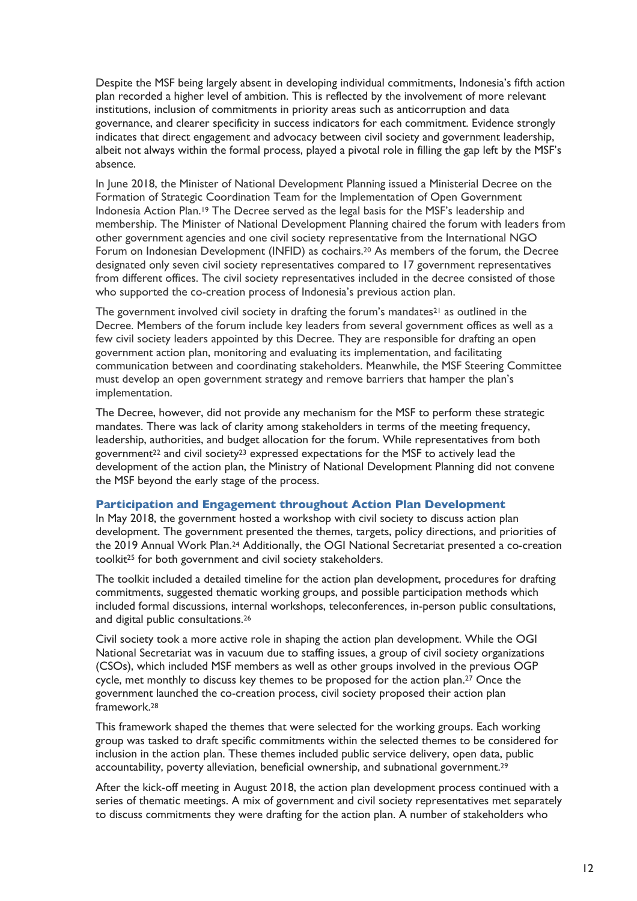Despite the MSF being largely absent in developing individual commitments, Indonesia's fifth action plan recorded a higher level of ambition. This is reflected by the involvement of more relevant institutions, inclusion of commitments in priority areas such as anticorruption and data governance, and clearer specificity in success indicators for each commitment. Evidence strongly indicates that direct engagement and advocacy between civil society and government leadership, albeit not always within the formal process, played a pivotal role in filling the gap left by the MSF's absence.

In June 2018, the Minister of National Development Planning issued a Ministerial Decree on the Formation of Strategic Coordination Team for the Implementation of Open Government Indonesia Action Plan.[19] The Decree served as the legal basis for the MSF's leadership and membership. The Minister of National Development Planning chaired the forum with leaders from other government agencies and one civil society representative from the International NGO Forum on Indonesian Development (INFID) as cochairs.[20] As members of the forum, the Decree designated only seven civil society representatives compared to 17 government representatives from different offices. The civil society representatives included in the decree consisted of those who supported the co-creation process of Indonesia's previous action plan.

The government involved civil society in drafting the forum's mandates[21] as outlined in the Decree. Members of the forum include key leaders from several government offices as well as a few civil society leaders appointed by this Decree. They are responsible for drafting an open government action plan, monitoring and evaluating its implementation, and facilitating communication between and coordinating stakeholders. Meanwhile, the MSF Steering Committee must develop an open government strategy and remove barriers that hamper the plan's implementation.

The Decree, however, did not provide any mechanism for the MSF to perform these strategic mandates. There was lack of clarity among stakeholders in terms of the meeting frequency, leadership, authorities, and budget allocation for the forum. While representatives from both government[22] and civil society[23] expressed expectations for the MSF to actively lead the development of the action plan, the Ministry of National Development Planning did not convene the MSF beyond the early stage of the process.

### Participation and Engagement throughout Action Plan Development

In May 2018, the government hosted a workshop with civil society to discuss action plan development. The government presented the themes, targets, policy directions, and priorities of the 2019 Annual Work Plan.[24] Additionally, the OGI National Secretariat presented a co-creation toolkit[25] for both government and civil society stakeholders.

The toolkit included a detailed timeline for the action plan development, procedures for drafting commitments, suggested thematic working groups, and possible participation methods which included formal discussions, internal workshops, teleconferences, in-person public consultations, and digital public consultations.[26]

Civil society took a more active role in shaping the action plan development. While the OGI National Secretariat was in vacuum due to staffing issues, a group of civil society organizations (CSOs), which included MSF members as well as other groups involved in the previous OGP cycle, met monthly to discuss key themes to be proposed for the action plan.[27] Once the government launched the co-creation process, civil society proposed their action plan framework.[28]

This framework shaped the themes that were selected for the working groups. Each working group was tasked to draft specific commitments within the selected themes to be considered for inclusion in the action plan. These themes included public service delivery, open data, public accountability, poverty alleviation, beneficial ownership, and subnational government.[29]

After the kick-off meeting in August 2018, the action plan development process continued with a series of thematic meetings. A mix of government and civil society representatives met separately to discuss commitments they were drafting for the action plan. A number of stakeholders who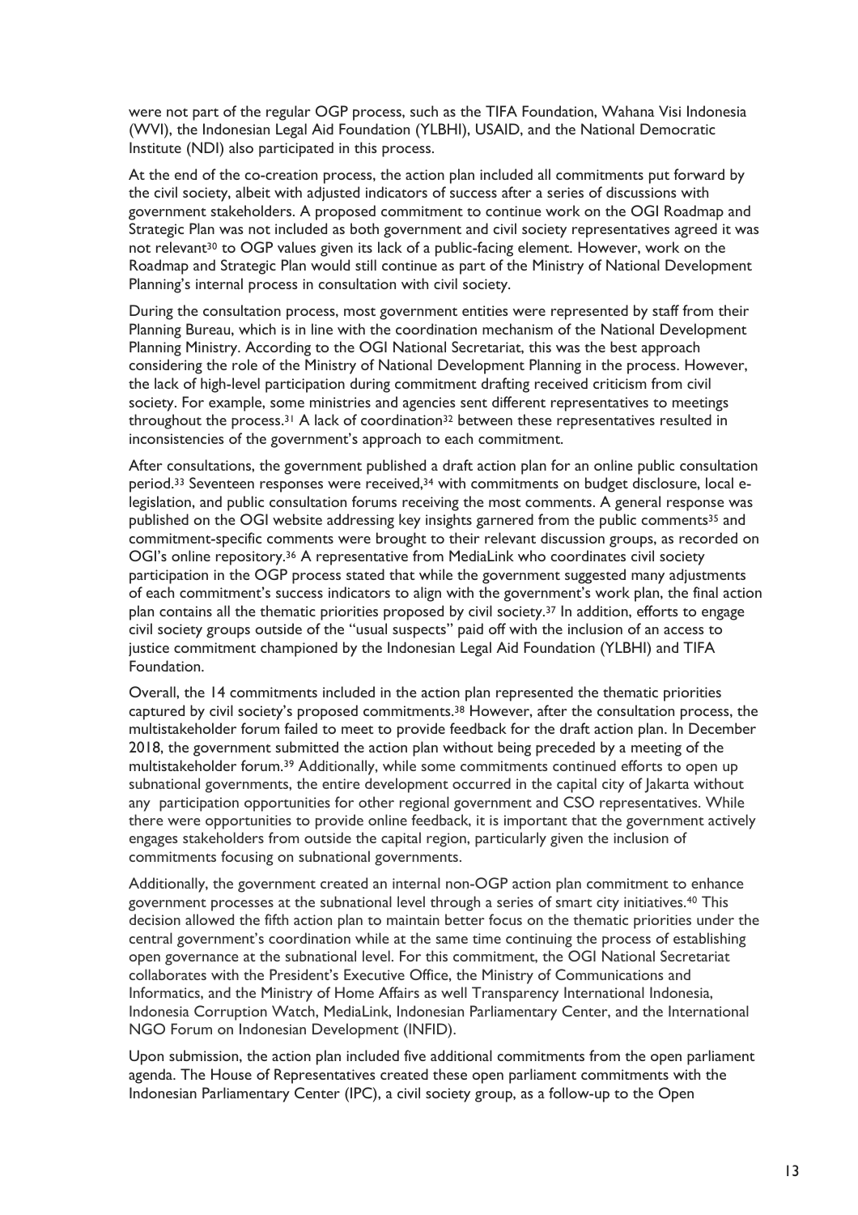were not part of the regular OGP process, such as the TIFA Foundation, Wahana Visi Indonesia (WVI), the Indonesian Legal Aid Foundation (YLBHI), USAID, and the National Democratic Institute (NDI) also participated in this process.

At the end of the co-creation process, the action plan included all commitments put forward by the civil society, albeit with adjusted indicators of success after a series of discussions with government stakeholders. A proposed commitment to continue work on the OGI Roadmap and Strategic Plan was not included as both government and civil society representatives agreed it was not relevant[30] to OGP values given its lack of a public-facing element. However, work on the Roadmap and Strategic Plan would still continue as part of the Ministry of National Development Planning's internal process in consultation with civil society.

During the consultation process, most government entities were represented by staff from their Planning Bureau, which is in line with the coordination mechanism of the National Development Planning Ministry. According to the OGI National Secretariat, this was the best approach considering the role of the Ministry of National Development Planning in the process. However, the lack of high-level participation during commitment drafting received criticism from civil society. For example, some ministries and agencies sent different representatives to meetings throughout the process.[31] A lack of coordination[32] between these representatives resulted in inconsistencies of the government's approach to each commitment.

After consultations, the government published a draft action plan for an online public consultation period.[33] Seventeen responses were received,[34] with commitments on budget disclosure, local e-legislation, and public consultation forums receiving the most comments. A general response was published on the OGI website addressing key insights garnered from the public comments[35] and commitment-specific comments were brought to their relevant discussion groups, as recorded on OGI's online repository.[36] A representative from MediaLink who coordinates civil society participation in the OGP process stated that while the government suggested many adjustments of each commitment's success indicators to align with the government's work plan, the final action plan contains all the thematic priorities proposed by civil society.[37] In addition, efforts to engage civil society groups outside of the "usual suspects" paid off with the inclusion of an access to justice commitment championed by the Indonesian Legal Aid Foundation (YLBHI) and TIFA Foundation.

Overall, the 14 commitments included in the action plan represented the thematic priorities captured by civil society's proposed commitments.[38] However, after the consultation process, the multistakeholder forum failed to meet to provide feedback for the draft action plan. In December 2018, the government submitted the action plan without being preceded by a meeting of the multistakeholder forum.[39] Additionally, while some commitments continued efforts to open up subnational governments, the entire development occurred in the capital city of Jakarta without any participation opportunities for other regional government and CSO representatives. While there were opportunities to provide online feedback, it is important that the government actively engages stakeholders from outside the capital region, particularly given the inclusion of commitments focusing on subnational governments.

Additionally, the government created an internal non-OGP action plan commitment to enhance government processes at the subnational level through a series of smart city initiatives.[40] This decision allowed the fifth action plan to maintain better focus on the thematic priorities under the central government's coordination while at the same time continuing the process of establishing open governance at the subnational level. For this commitment, the OGI National Secretariat collaborates with the President's Executive Office, the Ministry of Communications and Informatics, and the Ministry of Home Affairs as well Transparency International Indonesia, Indonesia Corruption Watch, MediaLink, Indonesian Parliamentary Center, and the International NGO Forum on Indonesian Development (INFID).

Upon submission, the action plan included five additional commitments from the open parliament agenda. The House of Representatives created these open parliament commitments with the Indonesian Parliamentary Center (IPC), a civil society group, as a follow-up to the Open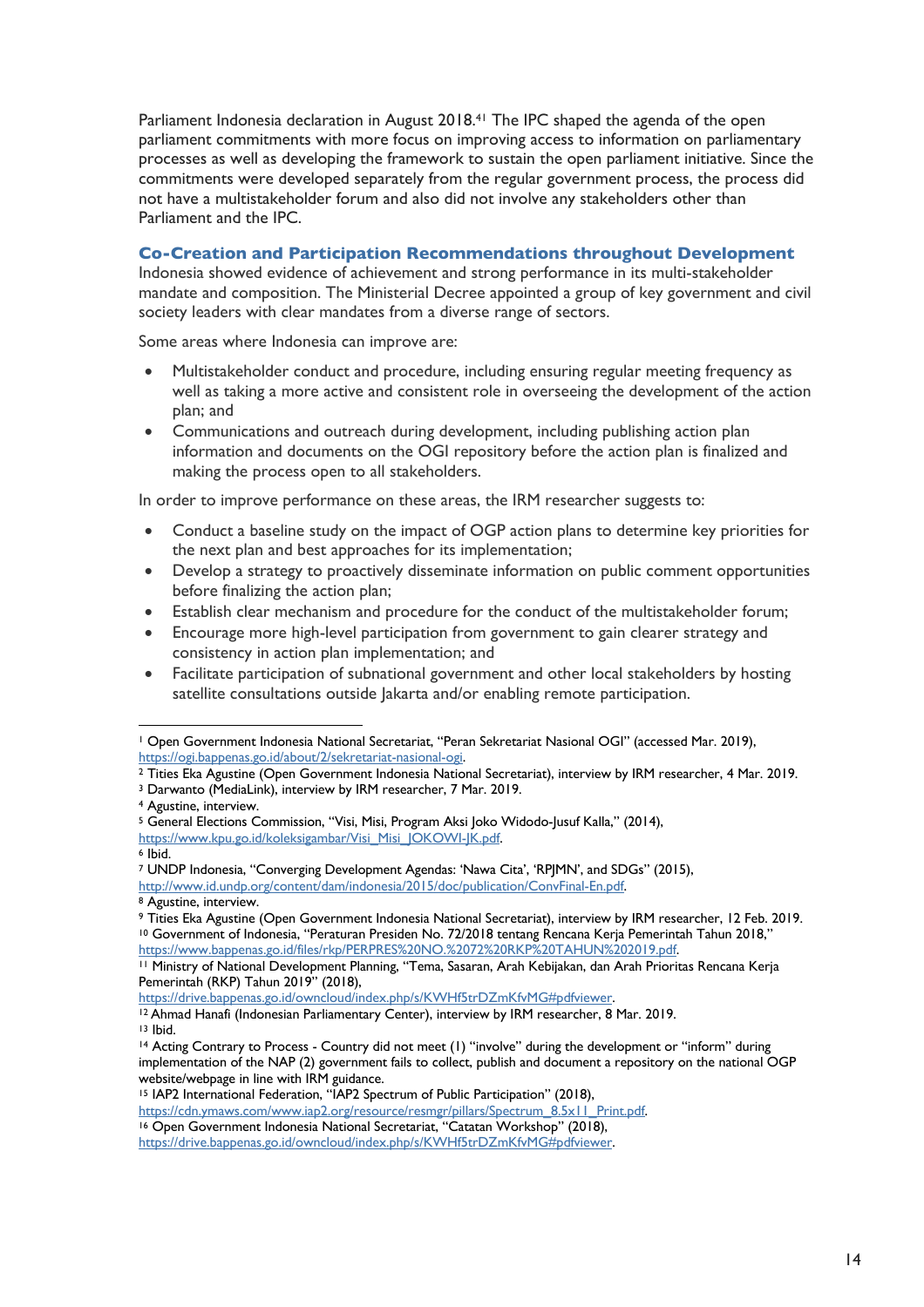Parliament Indonesia declaration in August 2018.[41] The IPC shaped the agenda of the open parliament commitments with more focus on improving access to information on parliamentary processes as well as developing the framework to sustain the open parliament initiative. Since the commitments were developed separately from the regular government process, the process did not have a multistakeholder forum and also did not involve any stakeholders other than Parliament and the IPC.

### Co-Creation and Participation Recommendations throughout Development

Indonesia showed evidence of achievement and strong performance in its multi-stakeholder mandate and composition. The Ministerial Decree appointed a group of key government and civil society leaders with clear mandates from a diverse range of sectors.

Some areas where Indonesia can improve are:

- Multistakeholder conduct and procedure, including ensuring regular meeting frequency as well as taking a more active and consistent role in overseeing the development of the action plan; and
- Communications and outreach during development, including publishing action plan information and documents on the OGI repository before the action plan is finalized and making the process open to all stakeholders.

In order to improve performance on these areas, the IRM researcher suggests to:

- Conduct a baseline study on the impact of OGP action plans to determine key priorities for the next plan and best approaches for its implementation;
- Develop a strategy to proactively disseminate information on public comment opportunities before finalizing the action plan;
- Establish clear mechanism and procedure for the conduct of the multistakeholder forum;
- Encourage more high-level participation from government to gain clearer strategy and consistency in action plan implementation; and
- Facilitate participation of subnational government and other local stakeholders by hosting satellite consultations outside Jakarta and/or enabling remote participation.

---

[1] Open Government Indonesia National Secretariat, "Peran Sekretariat Nasional OGI" (accessed Mar. 2019), https://ogi.bappenas.go.id/about/2/sekretariat-nasional-ogi.
[2] Tities Eka Agustine (Open Government Indonesia National Secretariat), interview by IRM researcher, 4 Mar. 2019.
[3] Darwanto (MediaLink), interview by IRM researcher, 7 Mar. 2019.
[4] Agustine, interview.
[5] General Elections Commission, "Visi, Misi, Program Aksi Joko Widodo-Jusuf Kalla," (2014), https://www.kpu.go.id/koleksigambar/Visi_Misi_JOKOWI-JK.pdf.
[6] Ibid.
[7] UNDP Indonesia, "Converging Development Agendas: 'Nawa Cita', 'RPJMN', and SDGs" (2015), http://www.id.undp.org/content/dam/indonesia/2015/doc/publication/ConvFinal-En.pdf.
[8] Agustine, interview.
[9] Tities Eka Agustine (Open Government Indonesia National Secretariat), interview by IRM researcher, 12 Feb. 2019.
[10] Government of Indonesia, "Peraturan Presiden No. 72/2018 tentang Rencana Kerja Pemerintah Tahun 2018," https://www.bappenas.go.id/files/rkp/PERPRES%20NO.%2072%20RKP%20TAHUN%202019.pdf.
[11] Ministry of National Development Planning, "Tema, Sasaran, Arah Kebijakan, dan Arah Prioritas Rencana Kerja Pemerintah (RKP) Tahun 2019" (2018), https://drive.bappenas.go.id/owncloud/index.php/s/KWHf5trDZmKfvMG#pdfviewer.
[12] Ahmad Hanafi (Indonesian Parliamentary Center), interview by IRM researcher, 8 Mar. 2019.
[13] Ibid.
[14] Acting Contrary to Process - Country did not meet (1) "involve" during the development or "inform" during implementation of the NAP (2) government fails to collect, publish and document a repository on the national OGP website/webpage in line with IRM guidance.
[15] IAP2 International Federation, "IAP2 Spectrum of Public Participation" (2018), https://cdn.ymaws.com/www.iap2.org/resource/resmgr/pillars/Spectrum_8.5x11_Print.pdf.
[16] Open Government Indonesia National Secretariat, "Catatan Workshop" (2018), https://drive.bappenas.go.id/owncloud/index.php/s/KWHf5trDZmKfvMG#pdfviewer.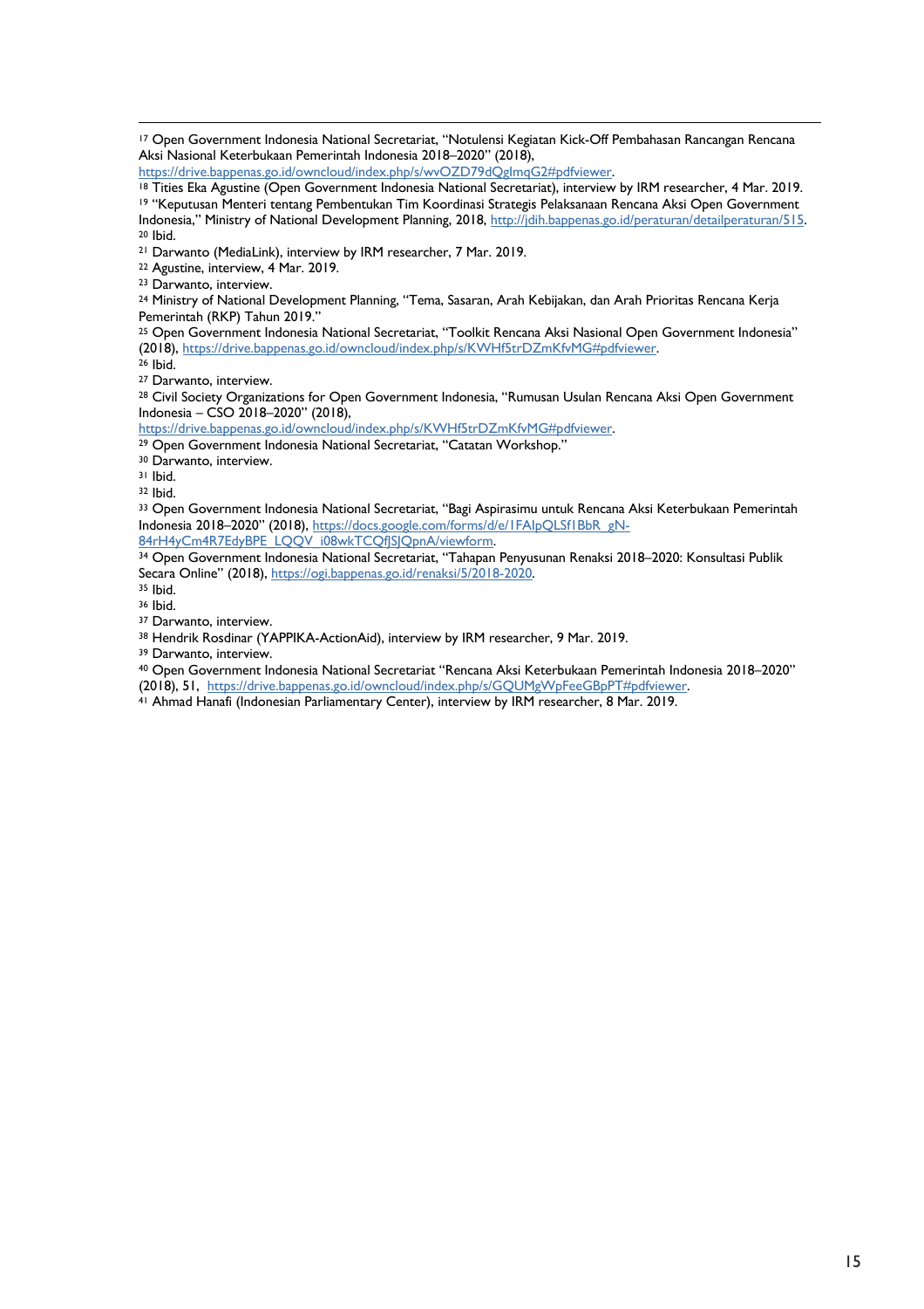[17] Open Government Indonesia National Secretariat, "Notulensi Kegiatan Kick-Off Pembahasan Rancangan Rencana Aksi Nasional Keterbukaan Pemerintah Indonesia 2018–2020" (2018), https://drive.bappenas.go.id/owncloud/index.php/s/wvOZD79dQglmqG2#pdfviewer.

[18] Tities Eka Agustine (Open Government Indonesia National Secretariat), interview by IRM researcher, 4 Mar. 2019.

[19] "Keputusan Menteri tentang Pembentukan Tim Koordinasi Strategis Pelaksanaan Rencana Aksi Open Government Indonesia," Ministry of National Development Planning, 2018, http://jdih.bappenas.go.id/peraturan/detailperaturan/515.

[20] Ibid.

[21] Darwanto (MediaLink), interview by IRM researcher, 7 Mar. 2019.

[22] Agustine, interview, 4 Mar. 2019.

[23] Darwanto, interview.

[24] Ministry of National Development Planning, "Tema, Sasaran, Arah Kebijakan, dan Arah Prioritas Rencana Kerja Pemerintah (RKP) Tahun 2019."

[25] Open Government Indonesia National Secretariat, "Toolkit Rencana Aksi Nasional Open Government Indonesia" (2018), https://drive.bappenas.go.id/owncloud/index.php/s/KWHf5trDZmKfvMG#pdfviewer.

[26] Ibid.

[27] Darwanto, interview.

[28] Civil Society Organizations for Open Government Indonesia, "Rumusan Usulan Rencana Aksi Open Government Indonesia – CSO 2018–2020" (2018), https://drive.bappenas.go.id/owncloud/index.php/s/KWHf5trDZmKfvMG#pdfviewer.

[29] Open Government Indonesia National Secretariat, "Catatan Workshop."

[30] Darwanto, interview.

[31] Ibid.

[32] Ibid.

[33] Open Government Indonesia National Secretariat, "Bagi Aspirasimu untuk Rencana Aksi Keterbukaan Pemerintah Indonesia 2018–2020" (2018), https://docs.google.com/forms/d/e/1FAIpQLSf1BbR_gN-84rH4yCm4R7EdyBPE_LQQV_i08wkTCQfJSJQpnA/viewform.

[34] Open Government Indonesia National Secretariat, "Tahapan Penyusunan Renaksi 2018–2020: Konsultasi Publik Secara Online" (2018), https://ogi.bappenas.go.id/renaksi/5/2018-2020.

[35] Ibid.

[36] Ibid.

[37] Darwanto, interview.

[38] Hendrik Rosdinar (YAPPIKA-ActionAid), interview by IRM researcher, 9 Mar. 2019.

[39] Darwanto, interview.

[40] Open Government Indonesia National Secretariat "Rencana Aksi Keterbukaan Pemerintah Indonesia 2018–2020" (2018), 51, https://drive.bappenas.go.id/owncloud/index.php/s/GQUMgWpFeeGBpPT#pdfviewer.

[41] Ahmad Hanafi (Indonesian Parliamentary Center), interview by IRM researcher, 8 Mar. 2019.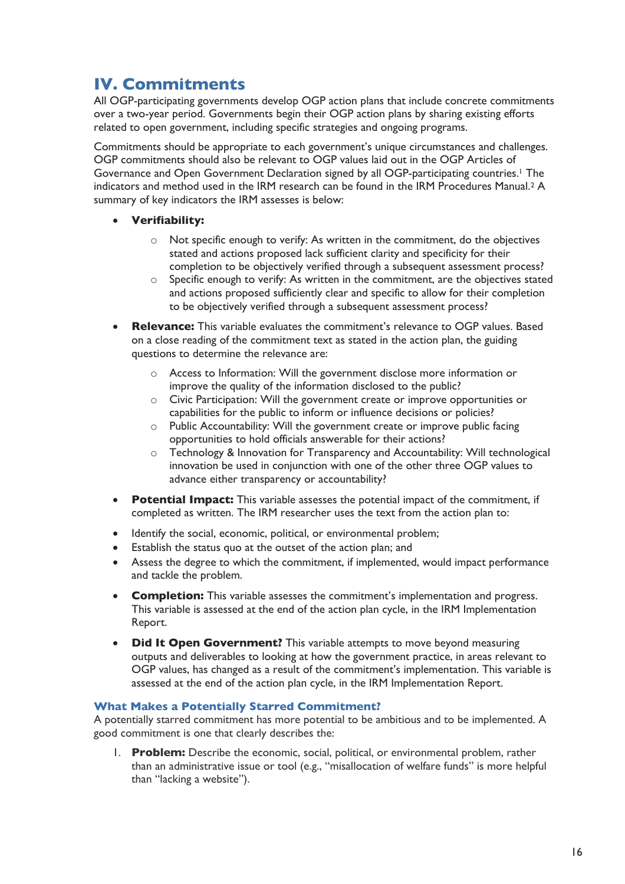# IV. Commitments

All OGP-participating governments develop OGP action plans that include concrete commitments over a two-year period. Governments begin their OGP action plans by sharing existing efforts related to open government, including specific strategies and ongoing programs.

Commitments should be appropriate to each government's unique circumstances and challenges. OGP commitments should also be relevant to OGP values laid out in the OGP Articles of Governance and Open Government Declaration signed by all OGP-participating countries.[1] The indicators and method used in the IRM research can be found in the IRM Procedures Manual.[2] A summary of key indicators the IRM assesses is below:

- **Verifiability:**
  - Not specific enough to verify: As written in the commitment, do the objectives stated and actions proposed lack sufficient clarity and specificity for their completion to be objectively verified through a subsequent assessment process?
  - Specific enough to verify: As written in the commitment, are the objectives stated and actions proposed sufficiently clear and specific to allow for their completion to be objectively verified through a subsequent assessment process?
- **Relevance:** This variable evaluates the commitment's relevance to OGP values. Based on a close reading of the commitment text as stated in the action plan, the guiding questions to determine the relevance are:
  - Access to Information: Will the government disclose more information or improve the quality of the information disclosed to the public?
  - Civic Participation: Will the government create or improve opportunities or capabilities for the public to inform or influence decisions or policies?
  - Public Accountability: Will the government create or improve public facing opportunities to hold officials answerable for their actions?
  - Technology & Innovation for Transparency and Accountability: Will technological innovation be used in conjunction with one of the other three OGP values to advance either transparency or accountability?
- **Potential Impact:** This variable assesses the potential impact of the commitment, if completed as written. The IRM researcher uses the text from the action plan to:
- Identify the social, economic, political, or environmental problem;
- Establish the status quo at the outset of the action plan; and
- Assess the degree to which the commitment, if implemented, would impact performance and tackle the problem.
- **Completion:** This variable assesses the commitment's implementation and progress. This variable is assessed at the end of the action plan cycle, in the IRM Implementation Report.
- **Did It Open Government?** This variable attempts to move beyond measuring outputs and deliverables to looking at how the government practice, in areas relevant to OGP values, has changed as a result of the commitment's implementation. This variable is assessed at the end of the action plan cycle, in the IRM Implementation Report.

### What Makes a Potentially Starred Commitment?

A potentially starred commitment has more potential to be ambitious and to be implemented. A good commitment is one that clearly describes the:

1. **Problem:** Describe the economic, social, political, or environmental problem, rather than an administrative issue or tool (e.g., "misallocation of welfare funds" is more helpful than "lacking a website").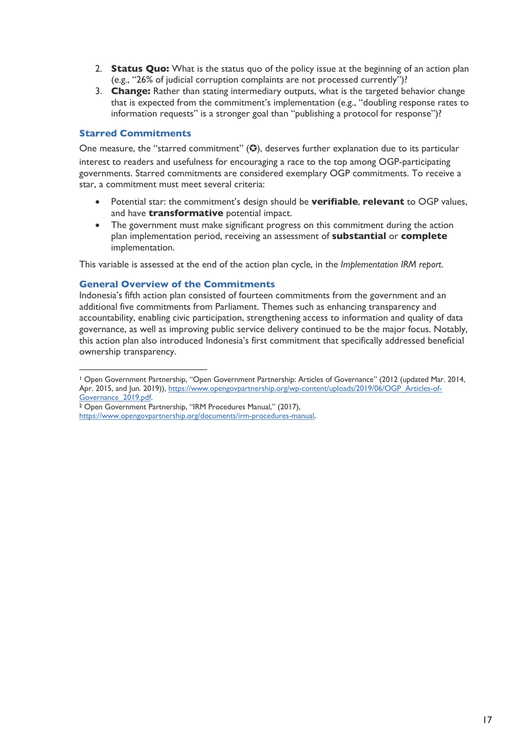2. **Status Quo:** What is the status quo of the policy issue at the beginning of an action plan (e.g., "26% of judicial corruption complaints are not processed currently")?
3. **Change:** Rather than stating intermediary outputs, what is the targeted behavior change that is expected from the commitment's implementation (e.g., "doubling response rates to information requests" is a stronger goal than "publishing a protocol for response")?

### Starred Commitments

One measure, the "starred commitment" (✪), deserves further explanation due to its particular interest to readers and usefulness for encouraging a race to the top among OGP-participating governments. Starred commitments are considered exemplary OGP commitments. To receive a star, a commitment must meet several criteria:

- Potential star: the commitment's design should be **verifiable**, **relevant** to OGP values, and have **transformative** potential impact.
- The government must make significant progress on this commitment during the action plan implementation period, receiving an assessment of **substantial** or **complete** implementation.

This variable is assessed at the end of the action plan cycle, in the *Implementation IRM report*.

### General Overview of the Commitments

Indonesia's fifth action plan consisted of fourteen commitments from the government and an additional five commitments from Parliament. Themes such as enhancing transparency and accountability, enabling civic participation, strengthening access to information and quality of data governance, as well as improving public service delivery continued to be the major focus. Notably, this action plan also introduced Indonesia's first commitment that specifically addressed beneficial ownership transparency.

---

[1] Open Government Partnership, "Open Government Partnership: Articles of Governance" (2012 (updated Mar. 2014, Apr. 2015, and Jun. 2019)), https://www.opengovpartnership.org/wp-content/uploads/2019/06/OGP_Articles-of-Governance_2019.pdf.

[2] Open Government Partnership, "IRM Procedures Manual," (2017), https://www.opengovpartnership.org/documents/irm-procedures-manual.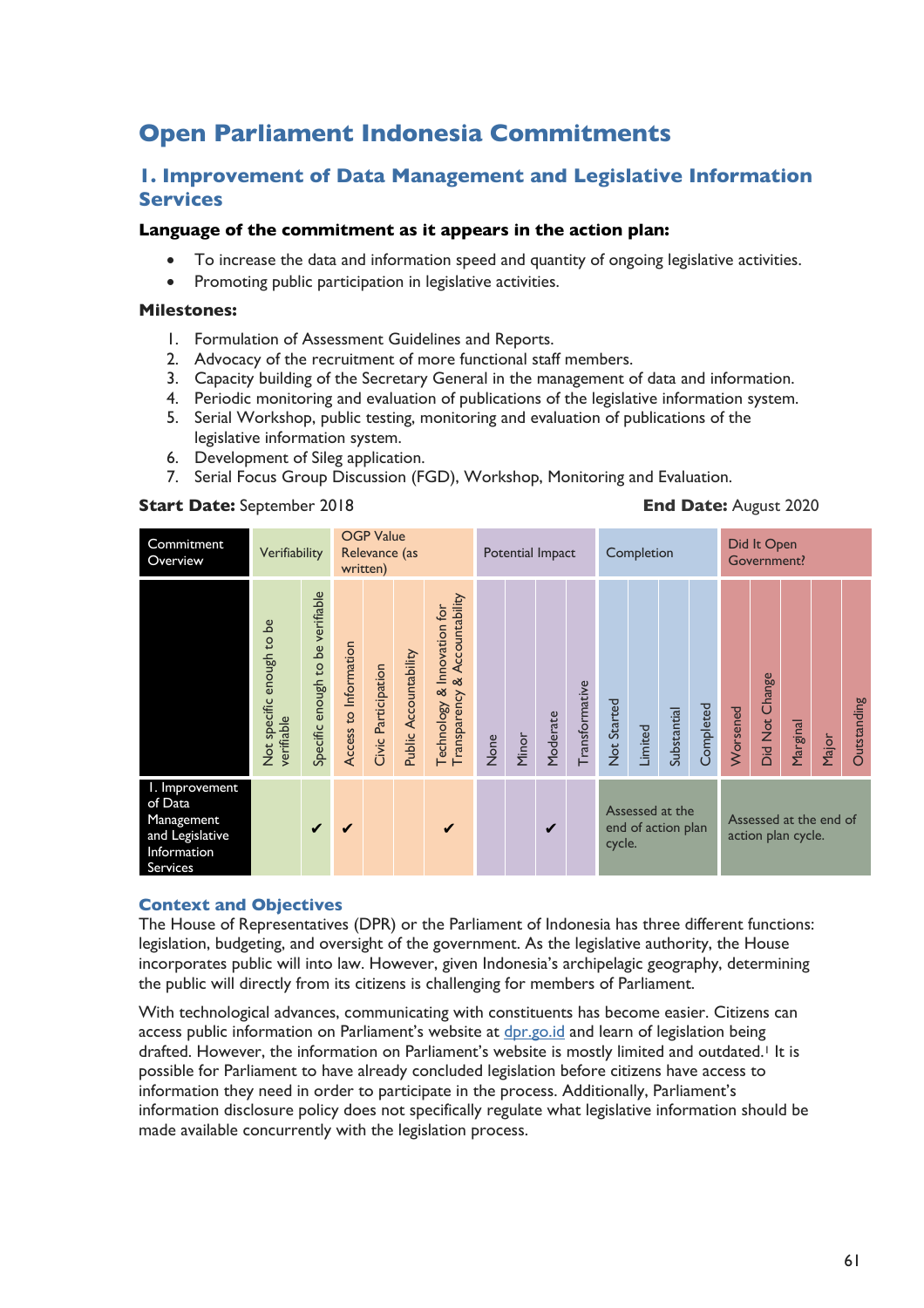# Open Parliament Indonesia Commitments

## 1. Improvement of Data Management and Legislative Information Services

**Language of the commitment as it appears in the action plan:**

- To increase the data and information speed and quantity of ongoing legislative activities.
- Promoting public participation in legislative activities.

**Milestones:**

1. Formulation of Assessment Guidelines and Reports.
2. Advocacy of the recruitment of more functional staff members.
3. Capacity building of the Secretary General in the management of data and information.
4. Periodic monitoring and evaluation of publications of the legislative information system.
5. Serial Workshop, public testing, monitoring and evaluation of publications of the legislative information system.
6. Development of Sileg application.
7. Serial Focus Group Discussion (FGD), Workshop, Monitoring and Evaluation.

**Start Date:** September 2018 **End Date:** August 2020

| Commitment Overview | Verifiability | | OGP Value Relevance (as written) | | | | Potential Impact | | | | Completion | | | | Did It Open Government? | | | | |
|---|---|---|---|---|---|---|---|---|---|---|---|---|---|---|---|---|---|---|---|
| | Not specific enough to be verifiable | Specific enough to be verifiable | Access to Information | Civic Participation | Public Accountability | Technology & Innovation for Transparency & Accountability | None | Minor | Moderate | Transformative | Not Started | Limited | Substantial | Completed | Worsened | Did Not Change | Marginal | Major | Outstanding |
| 1. Improvement of Data Management and Legislative Information Services | | ✔ | ✔ | | | ✔ | | | ✔ | | Assessed at the end of action plan cycle. | | | | Assessed at the end of action plan cycle. | | | | |

### Context and Objectives

The House of Representatives (DPR) or the Parliament of Indonesia has three different functions: legislation, budgeting, and oversight of the government. As the legislative authority, the House incorporates public will into law. However, given Indonesia's archipelagic geography, determining the public will directly from its citizens is challenging for members of Parliament.

With technological advances, communicating with constituents has become easier. Citizens can access public information on Parliament's website at dpr.go.id and learn of legislation being drafted. However, the information on Parliament's website is mostly limited and outdated.[1] It is possible for Parliament to have already concluded legislation before citizens have access to information they need in order to participate in the process. Additionally, Parliament's information disclosure policy does not specifically regulate what legislative information should be made available concurrently with the legislation process.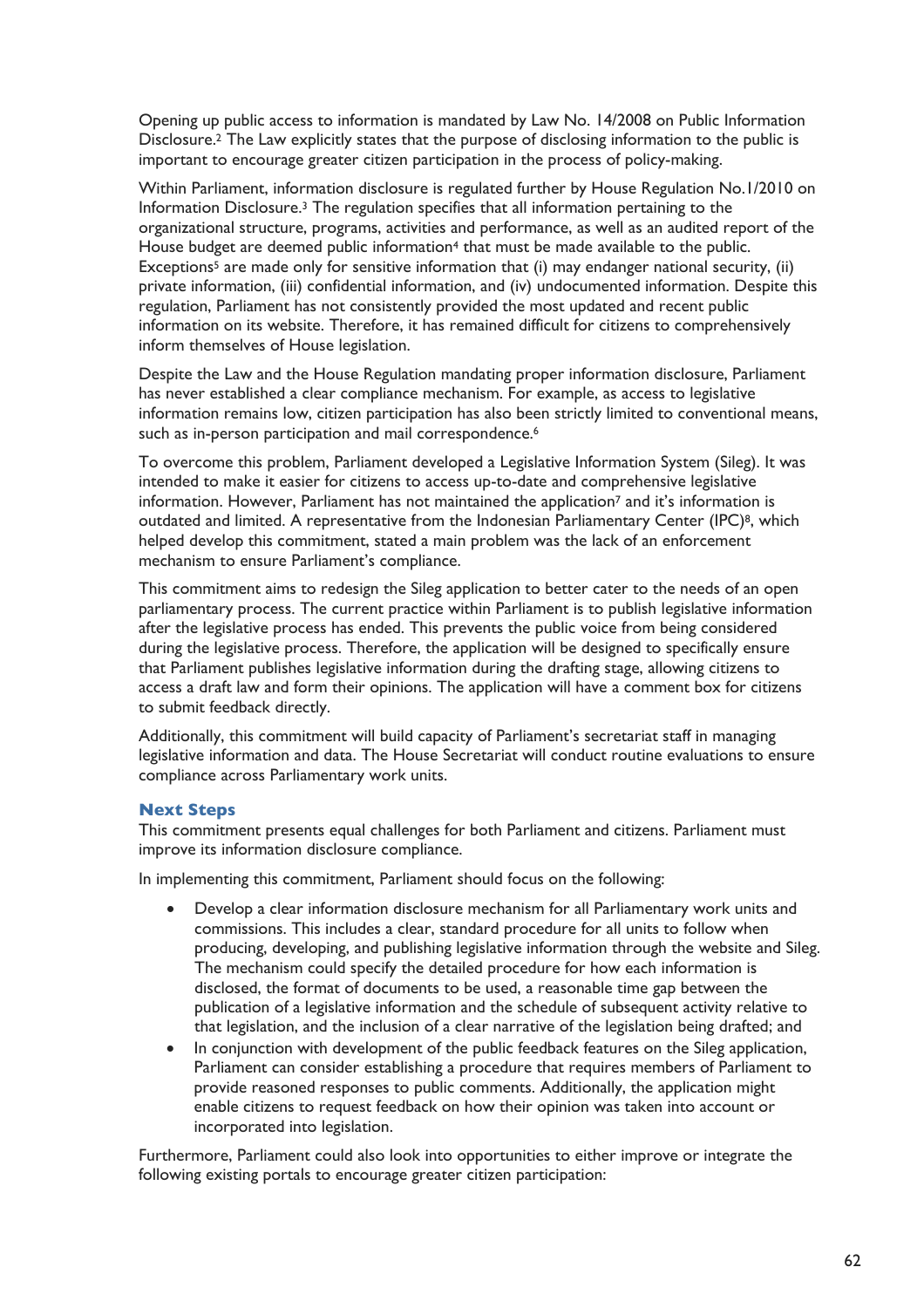Opening up public access to information is mandated by Law No. 14/2008 on Public Information Disclosure.[2] The Law explicitly states that the purpose of disclosing information to the public is important to encourage greater citizen participation in the process of policy-making.

Within Parliament, information disclosure is regulated further by House Regulation No.1/2010 on Information Disclosure.[3] The regulation specifies that all information pertaining to the organizational structure, programs, activities and performance, as well as an audited report of the House budget are deemed public information[4] that must be made available to the public. Exceptions[5] are made only for sensitive information that (i) may endanger national security, (ii) private information, (iii) confidential information, and (iv) undocumented information. Despite this regulation, Parliament has not consistently provided the most updated and recent public information on its website. Therefore, it has remained difficult for citizens to comprehensively inform themselves of House legislation.

Despite the Law and the House Regulation mandating proper information disclosure, Parliament has never established a clear compliance mechanism. For example, as access to legislative information remains low, citizen participation has also been strictly limited to conventional means, such as in-person participation and mail correspondence.[6]

To overcome this problem, Parliament developed a Legislative Information System (Sileg). It was intended to make it easier for citizens to access up-to-date and comprehensive legislative information. However, Parliament has not maintained the application[7] and it's information is outdated and limited. A representative from the Indonesian Parliamentary Center (IPC)[8], which helped develop this commitment, stated a main problem was the lack of an enforcement mechanism to ensure Parliament's compliance.

This commitment aims to redesign the Sileg application to better cater to the needs of an open parliamentary process. The current practice within Parliament is to publish legislative information after the legislative process has ended. This prevents the public voice from being considered during the legislative process. Therefore, the application will be designed to specifically ensure that Parliament publishes legislative information during the drafting stage, allowing citizens to access a draft law and form their opinions. The application will have a comment box for citizens to submit feedback directly.

Additionally, this commitment will build capacity of Parliament's secretariat staff in managing legislative information and data. The House Secretariat will conduct routine evaluations to ensure compliance across Parliamentary work units.

### Next Steps

This commitment presents equal challenges for both Parliament and citizens. Parliament must improve its information disclosure compliance.

In implementing this commitment, Parliament should focus on the following:

- Develop a clear information disclosure mechanism for all Parliamentary work units and commissions. This includes a clear, standard procedure for all units to follow when producing, developing, and publishing legislative information through the website and Sileg. The mechanism could specify the detailed procedure for how each information is disclosed, the format of documents to be used, a reasonable time gap between the publication of a legislative information and the schedule of subsequent activity relative to that legislation, and the inclusion of a clear narrative of the legislation being drafted; and
- In conjunction with development of the public feedback features on the Sileg application, Parliament can consider establishing a procedure that requires members of Parliament to provide reasoned responses to public comments. Additionally, the application might enable citizens to request feedback on how their opinion was taken into account or incorporated into legislation.

Furthermore, Parliament could also look into opportunities to either improve or integrate the following existing portals to encourage greater citizen participation: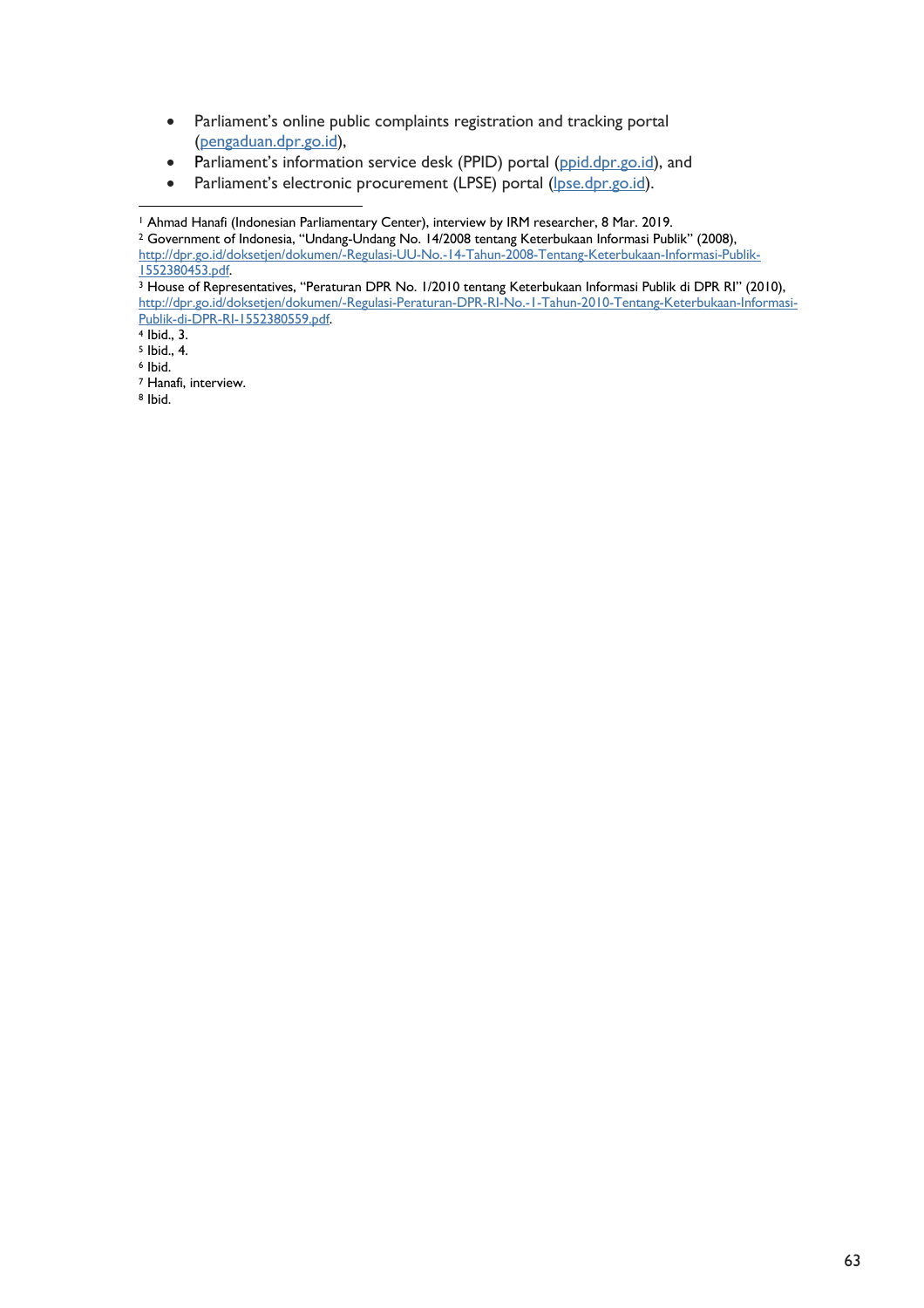- Parliament's online public complaints registration and tracking portal (pengaduan.dpr.go.id),
- Parliament's information service desk (PPID) portal (ppid.dpr.go.id), and
- Parliament's electronic procurement (LPSE) portal (lpse.dpr.go.id).

---

[1] Ahmad Hanafi (Indonesian Parliamentary Center), interview by IRM researcher, 8 Mar. 2019.
[2] Government of Indonesia, "Undang-Undang No. 14/2008 tentang Keterbukaan Informasi Publik" (2008), http://dpr.go.id/doksetjen/dokumen/-Regulasi-UU-No.-14-Tahun-2008-Tentang-Keterbukaan-Informasi-Publik-1552380453.pdf.
[3] House of Representatives, "Peraturan DPR No. 1/2010 tentang Keterbukaan Informasi Publik di DPR RI" (2010), http://dpr.go.id/doksetjen/dokumen/-Regulasi-Peraturan-DPR-RI-No.-1-Tahun-2010-Tentang-Keterbukaan-Informasi-Publik-di-DPR-RI-1552380559.pdf.
[4] Ibid., 3.
[5] Ibid., 4.
[6] Ibid.
[7] Hanafi, interview.
[8] Ibid.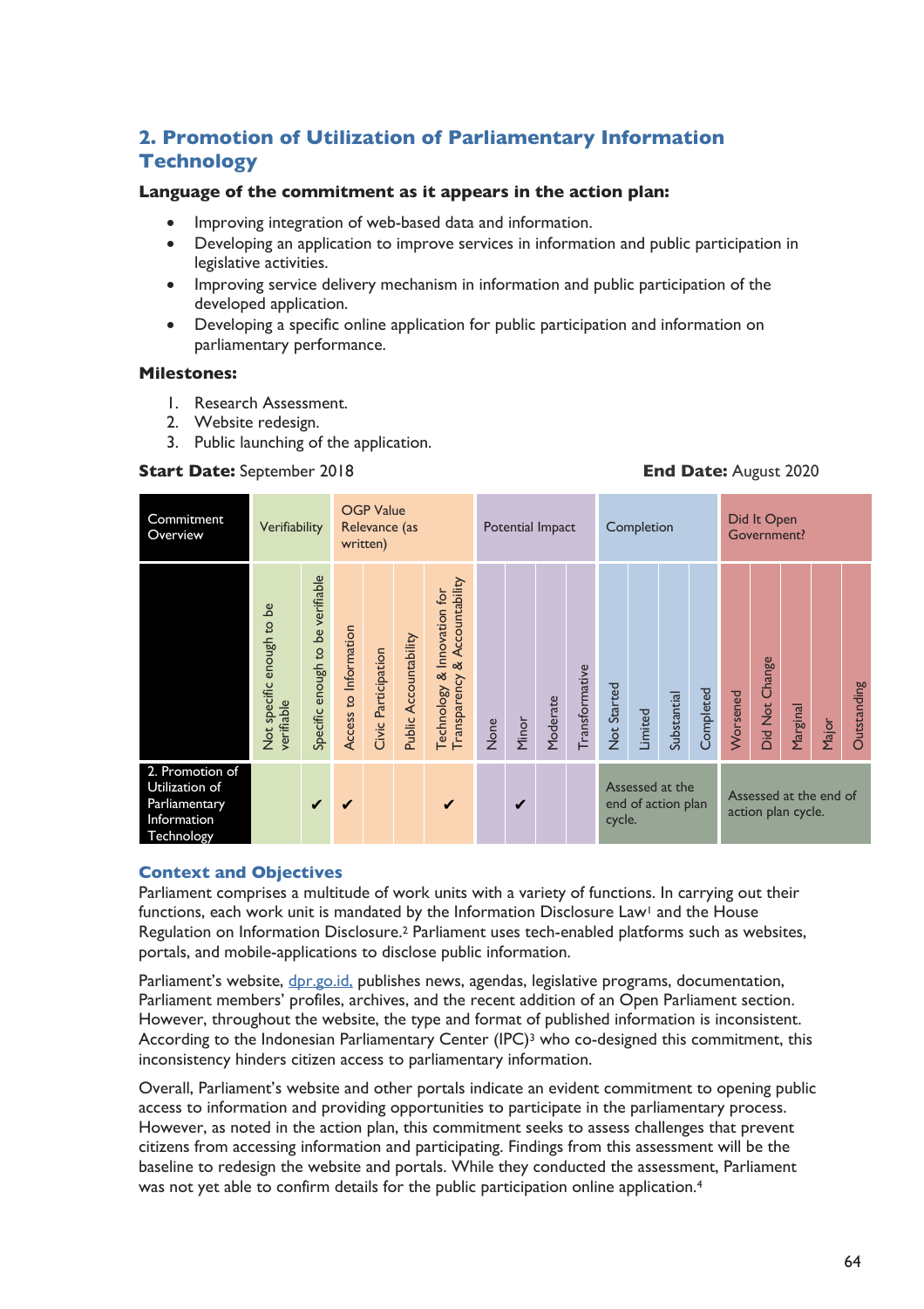## 2. Promotion of Utilization of Parliamentary Information Technology

**Language of the commitment as it appears in the action plan:**

- Improving integration of web-based data and information.
- Developing an application to improve services in information and public participation in legislative activities.
- Improving service delivery mechanism in information and public participation of the developed application.
- Developing a specific online application for public participation and information on parliamentary performance.

**Milestones:**

1. Research Assessment.
2. Website redesign.
3. Public launching of the application.

**Start Date:** September 2018 **End Date:** August 2020

| Commitment Overview | Verifiability | | OGP Value Relevance (as written) | | | | Potential Impact | | | | Completion | | | | Did It Open Government? | | | | |
|---|---|---|---|---|---|---|---|---|---|---|---|---|---|---|---|---|---|---|---|
| | Not specific enough to be verifiable | Specific enough to be verifiable | Access to Information | Civic Participation | Public Accountability | Technology & Innovation for Transparency & Accountability | None | Minor | Moderate | Transformative | Not Started | Limited | Substantial | Completed | Worsened | Did Not Change | Marginal | Major | Outstanding |
| 2. Promotion of Utilization of Parliamentary Information Technology | | ✔ | ✔ | | | ✔ | | ✔ | | | Assessed at the end of action plan cycle. | | | | Assessed at the end of action plan cycle. | | | | |

### Context and Objectives

Parliament comprises a multitude of work units with a variety of functions. In carrying out their functions, each work unit is mandated by the Information Disclosure Law[1] and the House Regulation on Information Disclosure.[2] Parliament uses tech-enabled platforms such as websites, portals, and mobile-applications to disclose public information.

Parliament's website, dpr.go.id, publishes news, agendas, legislative programs, documentation, Parliament members' profiles, archives, and the recent addition of an Open Parliament section. However, throughout the website, the type and format of published information is inconsistent. According to the Indonesian Parliamentary Center (IPC)[3] who co-designed this commitment, this inconsistency hinders citizen access to parliamentary information.

Overall, Parliament's website and other portals indicate an evident commitment to opening public access to information and providing opportunities to participate in the parliamentary process. However, as noted in the action plan, this commitment seeks to assess challenges that prevent citizens from accessing information and participating. Findings from this assessment will be the baseline to redesign the website and portals. While they conducted the assessment, Parliament was not yet able to confirm details for the public participation online application.[4]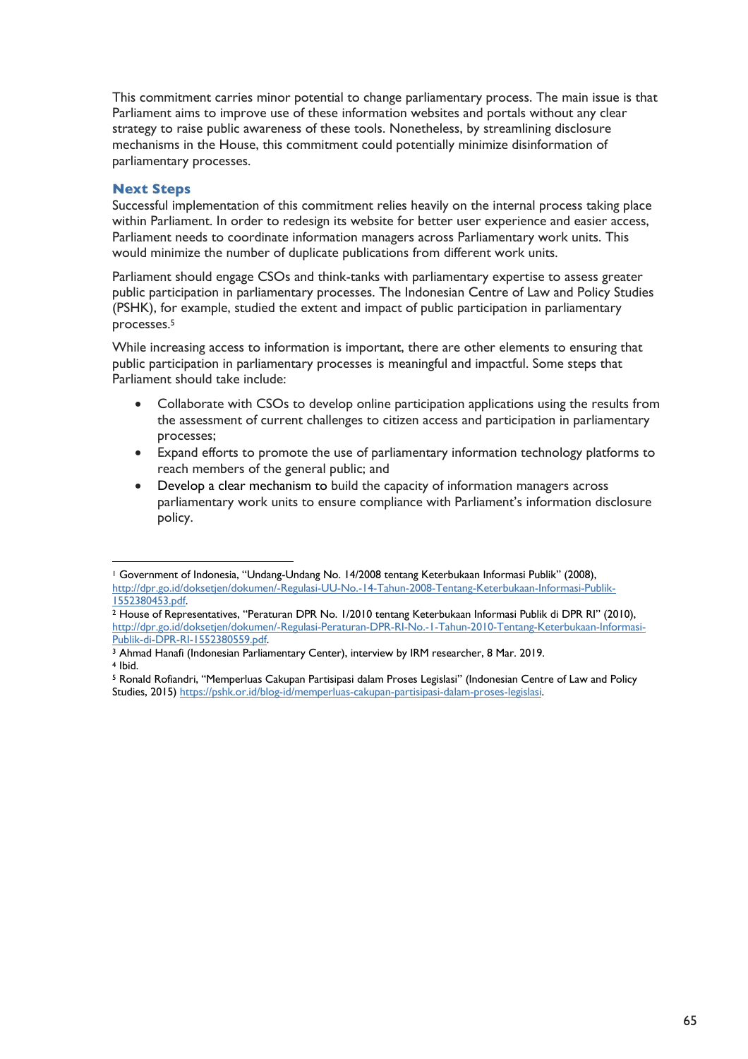This commitment carries minor potential to change parliamentary process. The main issue is that Parliament aims to improve use of these information websites and portals without any clear strategy to raise public awareness of these tools. Nonetheless, by streamlining disclosure mechanisms in the House, this commitment could potentially minimize disinformation of parliamentary processes.

### Next Steps

Successful implementation of this commitment relies heavily on the internal process taking place within Parliament. In order to redesign its website for better user experience and easier access, Parliament needs to coordinate information managers across Parliamentary work units. This would minimize the number of duplicate publications from different work units.

Parliament should engage CSOs and think-tanks with parliamentary expertise to assess greater public participation in parliamentary processes. The Indonesian Centre of Law and Policy Studies (PSHK), for example, studied the extent and impact of public participation in parliamentary processes.[5]

While increasing access to information is important, there are other elements to ensuring that public participation in parliamentary processes is meaningful and impactful. Some steps that Parliament should take include:

- Collaborate with CSOs to develop online participation applications using the results from the assessment of current challenges to citizen access and participation in parliamentary processes;
- Expand efforts to promote the use of parliamentary information technology platforms to reach members of the general public; and
- Develop a clear mechanism to build the capacity of information managers across parliamentary work units to ensure compliance with Parliament's information disclosure policy.

---

[1] Government of Indonesia, "Undang-Undang No. 14/2008 tentang Keterbukaan Informasi Publik" (2008), http://dpr.go.id/doksetjen/dokumen/-Regulasi-UU-No.-14-Tahun-2008-Tentang-Keterbukaan-Informasi-Publik-1552380453.pdf.

[2] House of Representatives, "Peraturan DPR No. 1/2010 tentang Keterbukaan Informasi Publik di DPR RI" (2010), http://dpr.go.id/doksetjen/dokumen/-Regulasi-Peraturan-DPR-RI-No.-1-Tahun-2010-Tentang-Keterbukaan-Informasi-Publik-di-DPR-RI-1552380559.pdf.

[3] Ahmad Hanafi (Indonesian Parliamentary Center), interview by IRM researcher, 8 Mar. 2019.

[4] Ibid.

[5] Ronald Rofiandri, "Memperluas Cakupan Partisipasi dalam Proses Legislasi" (Indonesian Centre of Law and Policy Studies, 2015) https://pshk.or.id/blog-id/memperluas-cakupan-partisipasi-dalam-proses-legislasi.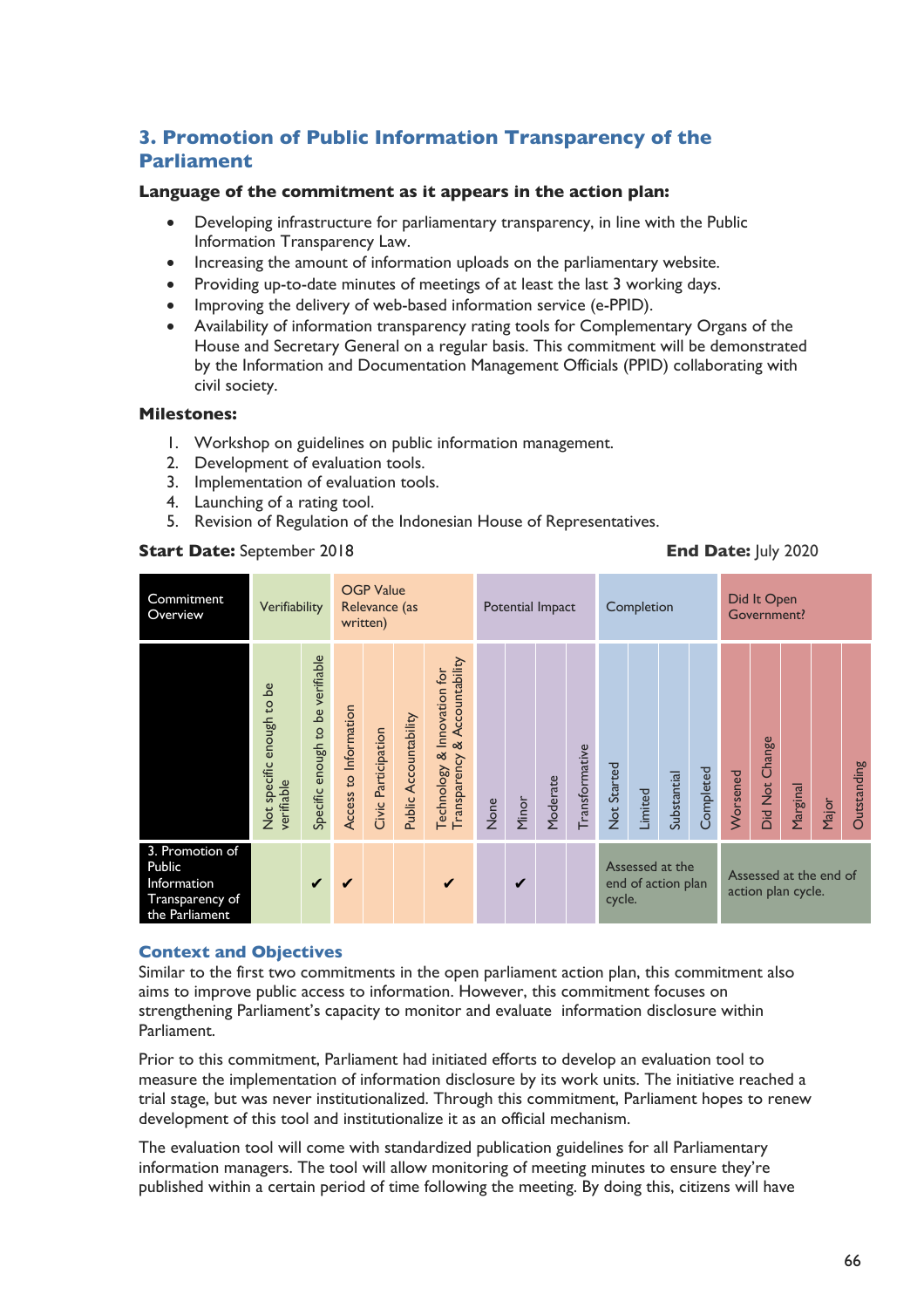## 3. Promotion of Public Information Transparency of the Parliament

**Language of the commitment as it appears in the action plan:**

- Developing infrastructure for parliamentary transparency, in line with the Public Information Transparency Law.
- Increasing the amount of information uploads on the parliamentary website.
- Providing up-to-date minutes of meetings of at least the last 3 working days.
- Improving the delivery of web-based information service (e-PPID).
- Availability of information transparency rating tools for Complementary Organs of the House and Secretary General on a regular basis. This commitment will be demonstrated by the Information and Documentation Management Officials (PPID) collaborating with civil society.

**Milestones:**

1. Workshop on guidelines on public information management.
2. Development of evaluation tools.
3. Implementation of evaluation tools.
4. Launching of a rating tool.
5. Revision of Regulation of the Indonesian House of Representatives.

**Start Date:** September 2018 **End Date:** July 2020

| Commitment Overview | Verifiability | | OGP Value Relevance (as written) | | | | Potential Impact | | | | Completion | | | | Did It Open Government? | | | | |
|---|---|---|---|---|---|---|---|---|---|---|---|---|---|---|---|---|---|---|---|
| | Not specific enough to be verifiable | Specific enough to be verifiable | Access to Information | Civic Participation | Public Accountability | Technology & Innovation for Transparency & Accountability | None | Minor | Moderate | Transformative | Not Started | Limited | Substantial | Completed | Worsened | Did Not Change | Marginal | Major | Outstanding |
| 3. Promotion of Public Information Transparency of the Parliament | | ✔ | ✔ | | | ✔ | | ✔ | | | Assessed at the end of action plan cycle. | | | | Assessed at the end of action plan cycle. | | | | |

### Context and Objectives

Similar to the first two commitments in the open parliament action plan, this commitment also aims to improve public access to information. However, this commitment focuses on strengthening Parliament's capacity to monitor and evaluate information disclosure within Parliament.

Prior to this commitment, Parliament had initiated efforts to develop an evaluation tool to measure the implementation of information disclosure by its work units. The initiative reached a trial stage, but was never institutionalized. Through this commitment, Parliament hopes to renew development of this tool and institutionalize it as an official mechanism.

The evaluation tool will come with standardized publication guidelines for all Parliamentary information managers. The tool will allow monitoring of meeting minutes to ensure they're published within a certain period of time following the meeting. By doing this, citizens will have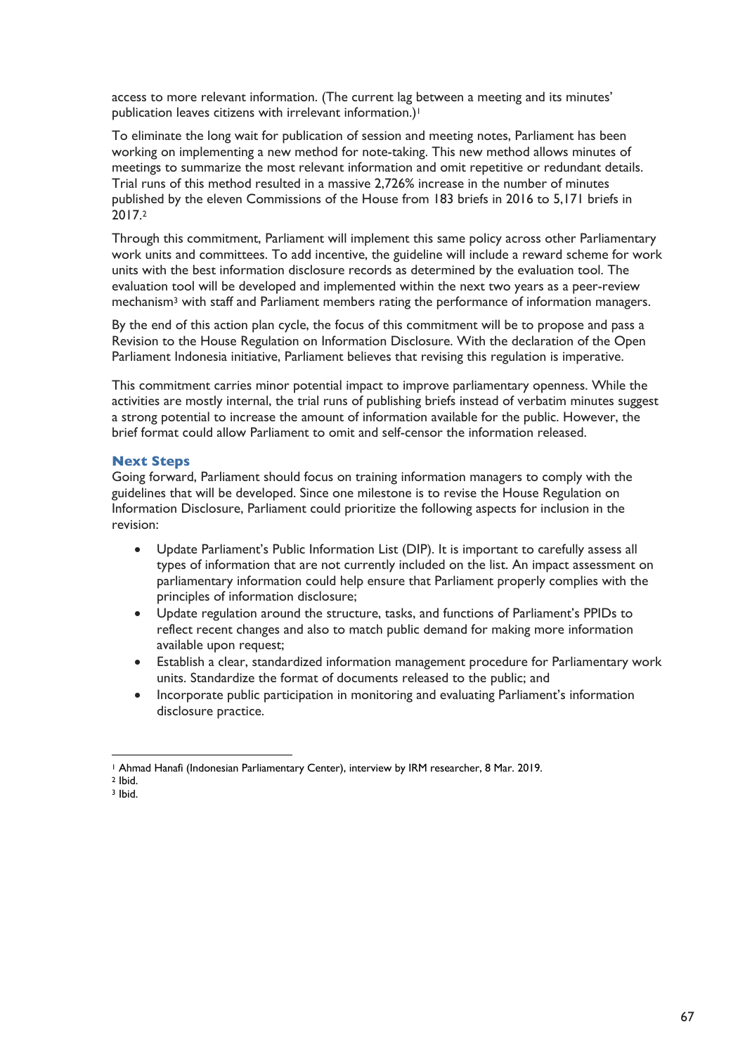access to more relevant information. (The current lag between a meeting and its minutes' publication leaves citizens with irrelevant information.)[1]

To eliminate the long wait for publication of session and meeting notes, Parliament has been working on implementing a new method for note-taking. This new method allows minutes of meetings to summarize the most relevant information and omit repetitive or redundant details. Trial runs of this method resulted in a massive 2,726% increase in the number of minutes published by the eleven Commissions of the House from 183 briefs in 2016 to 5,171 briefs in 2017.[2]

Through this commitment, Parliament will implement this same policy across other Parliamentary work units and committees. To add incentive, the guideline will include a reward scheme for work units with the best information disclosure records as determined by the evaluation tool. The evaluation tool will be developed and implemented within the next two years as a peer-review mechanism[3] with staff and Parliament members rating the performance of information managers.

By the end of this action plan cycle, the focus of this commitment will be to propose and pass a Revision to the House Regulation on Information Disclosure. With the declaration of the Open Parliament Indonesia initiative, Parliament believes that revising this regulation is imperative.

This commitment carries minor potential impact to improve parliamentary openness. While the activities are mostly internal, the trial runs of publishing briefs instead of verbatim minutes suggest a strong potential to increase the amount of information available for the public. However, the brief format could allow Parliament to omit and self-censor the information released.

### Next Steps

Going forward, Parliament should focus on training information managers to comply with the guidelines that will be developed. Since one milestone is to revise the House Regulation on Information Disclosure, Parliament could prioritize the following aspects for inclusion in the revision:

- Update Parliament's Public Information List (DIP). It is important to carefully assess all types of information that are not currently included on the list. An impact assessment on parliamentary information could help ensure that Parliament properly complies with the principles of information disclosure;
- Update regulation around the structure, tasks, and functions of Parliament's PPIDs to reflect recent changes and also to match public demand for making more information available upon request;
- Establish a clear, standardized information management procedure for Parliamentary work units. Standardize the format of documents released to the public; and
- Incorporate public participation in monitoring and evaluating Parliament's information disclosure practice.

---

[1] Ahmad Hanafi (Indonesian Parliamentary Center), interview by IRM researcher, 8 Mar. 2019.
[2] Ibid.
[3] Ibid.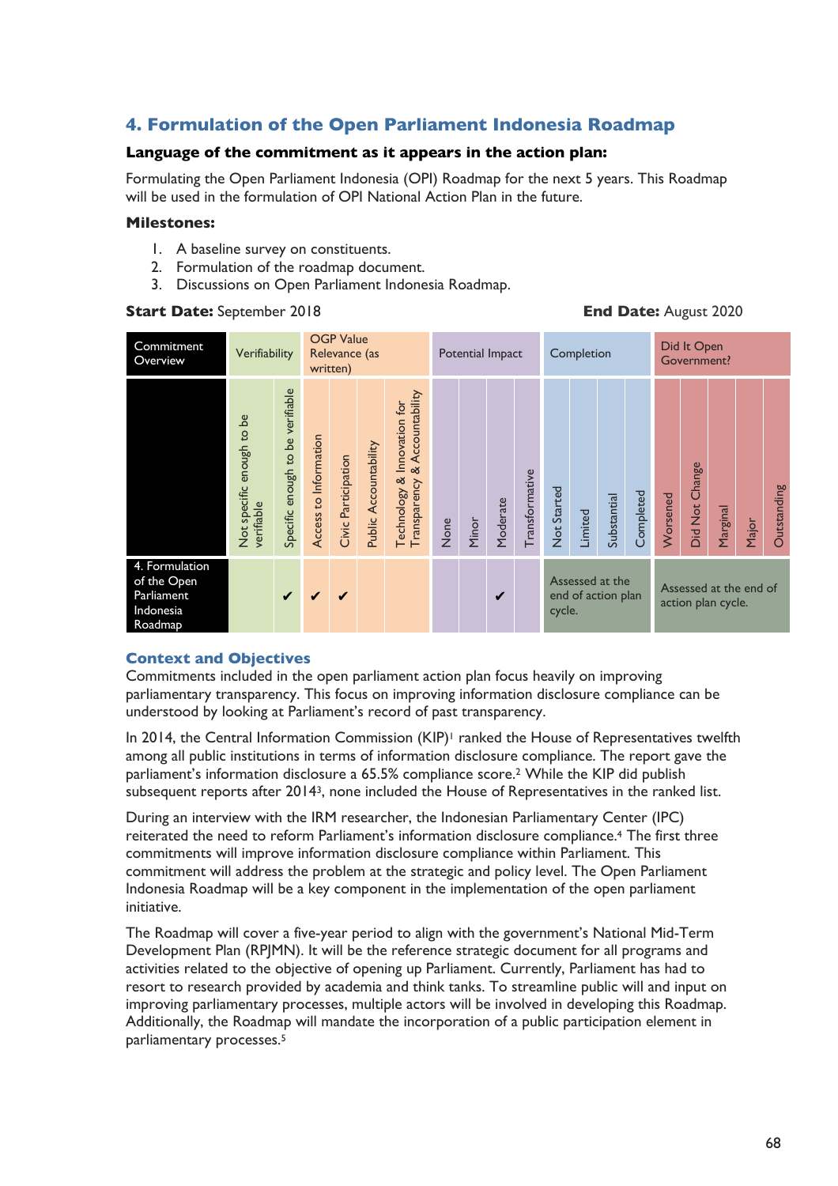## 4. Formulation of the Open Parliament Indonesia Roadmap

**Language of the commitment as it appears in the action plan:**

Formulating the Open Parliament Indonesia (OPI) Roadmap for the next 5 years. This Roadmap will be used in the formulation of OPI National Action Plan in the future.

**Milestones:**

1. A baseline survey on constituents.
2. Formulation of the roadmap document.
3. Discussions on Open Parliament Indonesia Roadmap.

**Start Date:** September 2018 **End Date:** August 2020

| Commitment Overview | Verifiability | | OGP Value Relevance (as written) | | | | Potential Impact | | | | Completion | | | | Did It Open Government? | | | | |
|---|---|---|---|---|---|---|---|---|---|---|---|---|---|---|---|---|---|---|---|
| | Not specific enough to be verifiable | Specific enough to be verifiable | Access to Information | Civic Participation | Public Accountability | Technology & Innovation for Transparency & Accountability | None | Minor | Moderate | Transformative | Not Started | Limited | Substantial | Completed | Worsened | Did Not Change | Marginal | Major | Outstanding |
| 4. Formulation of the Open Parliament Indonesia Roadmap | | ✔ | ✔ | ✔ | | | | | ✔ | | Assessed at the end of action plan cycle. | | | | Assessed at the end of action plan cycle. | | | | |

### Context and Objectives

Commitments included in the open parliament action plan focus heavily on improving parliamentary transparency. This focus on improving information disclosure compliance can be understood by looking at Parliament's record of past transparency.

In 2014, the Central Information Commission (KIP)[1] ranked the House of Representatives twelfth among all public institutions in terms of information disclosure compliance. The report gave the parliament's information disclosure a 65.5% compliance score.[2] While the KIP did publish subsequent reports after 2014[3], none included the House of Representatives in the ranked list.

During an interview with the IRM researcher, the Indonesian Parliamentary Center (IPC) reiterated the need to reform Parliament's information disclosure compliance.[4] The first three commitments will improve information disclosure compliance within Parliament. This commitment will address the problem at the strategic and policy level. The Open Parliament Indonesia Roadmap will be a key component in the implementation of the open parliament initiative.

The Roadmap will cover a five-year period to align with the government's National Mid-Term Development Plan (RPJMN). It will be the reference strategic document for all programs and activities related to the objective of opening up Parliament. Currently, Parliament has had to resort to research provided by academia and think tanks. To streamline public will and input on improving parliamentary processes, multiple actors will be involved in developing this Roadmap. Additionally, the Roadmap will mandate the incorporation of a public participation element in parliamentary processes.[5]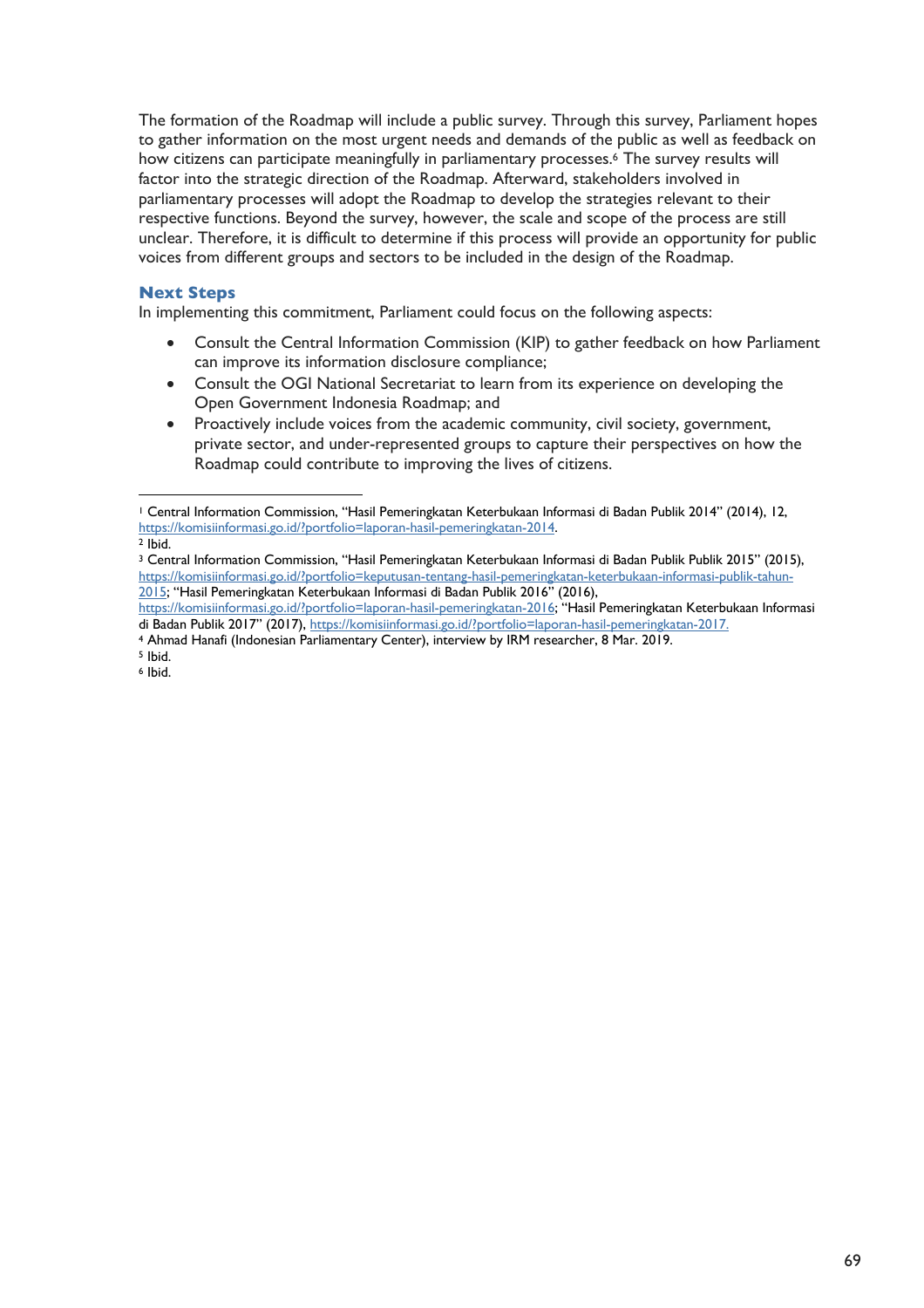The formation of the Roadmap will include a public survey. Through this survey, Parliament hopes to gather information on the most urgent needs and demands of the public as well as feedback on how citizens can participate meaningfully in parliamentary processes.[6] The survey results will factor into the strategic direction of the Roadmap. Afterward, stakeholders involved in parliamentary processes will adopt the Roadmap to develop the strategies relevant to their respective functions. Beyond the survey, however, the scale and scope of the process are still unclear. Therefore, it is difficult to determine if this process will provide an opportunity for public voices from different groups and sectors to be included in the design of the Roadmap.

### Next Steps

In implementing this commitment, Parliament could focus on the following aspects:

- Consult the Central Information Commission (KIP) to gather feedback on how Parliament can improve its information disclosure compliance;
- Consult the OGI National Secretariat to learn from its experience on developing the Open Government Indonesia Roadmap; and
- Proactively include voices from the academic community, civil society, government, private sector, and under-represented groups to capture their perspectives on how the Roadmap could contribute to improving the lives of citizens.

---

[1] Central Information Commission, "Hasil Pemeringkatan Keterbukaan Informasi di Badan Publik 2014" (2014), 12, https://komisiinformasi.go.id/?portfolio=laporan-hasil-pemeringkatan-2014.

[2] Ibid.

[3] Central Information Commission, "Hasil Pemeringkatan Keterbukaan Informasi di Badan Publik Publik 2015" (2015), https://komisiinformasi.go.id/?portfolio=keputusan-tentang-hasil-pemeringkatan-keterbukaan-informasi-publik-tahun-2015; "Hasil Pemeringkatan Keterbukaan Informasi di Badan Publik 2016" (2016), https://komisiinformasi.go.id/?portfolio=laporan-hasil-pemeringkatan-2016; "Hasil Pemeringkatan Keterbukaan Informasi di Badan Publik 2017" (2017), https://komisiinformasi.go.id/?portfolio=laporan-hasil-pemeringkatan-2017.

[4] Ahmad Hanafi (Indonesian Parliamentary Center), interview by IRM researcher, 8 Mar. 2019.

[5] Ibid.

[6] Ibid.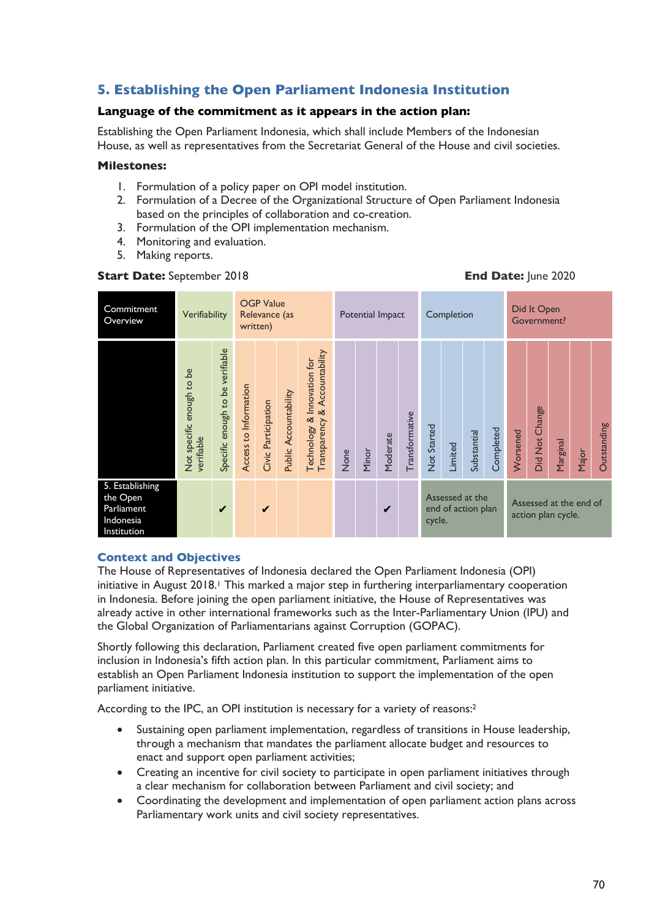## 5. Establishing the Open Parliament Indonesia Institution

### Language of the commitment as it appears in the action plan:

Establishing the Open Parliament Indonesia, which shall include Members of the Indonesian House, as well as representatives from the Secretariat General of the House and civil societies.

### Milestones:

1. Formulation of a policy paper on OPI model institution.
2. Formulation of a Decree of the Organizational Structure of Open Parliament Indonesia based on the principles of collaboration and co-creation.
3. Formulation of the OPI implementation mechanism.
4. Monitoring and evaluation.
5. Making reports.

**Start Date:** September 2018 **End Date:** June 2020

| Commitment Overview | Verifiability | | OGP Value Relevance (as written) | | | | Potential Impact | | | | Completion | | | | Did It Open Government? | | | | |
|---|---|---|---|---|---|---|---|---|---|---|---|---|---|---|---|---|---|---|---|
| | Not specific enough to be verifiable | Specific enough to be verifiable | Access to Information | Civic Participation | Public Accountability | Technology & Innovation for Transparency & Accountability | None | Minor | Moderate | Transformative | Not Started | Limited | Substantial | Completed | Worsened | Did Not Change | Marginal | Major | Outstanding |
| 5. Establishing the Open Parliament Indonesia Institution | | ✔ | | ✔ | | | | | ✔ | | Assessed at the end of action plan cycle. | | | | Assessed at the end of action plan cycle. | | | | |

### Context and Objectives

The House of Representatives of Indonesia declared the Open Parliament Indonesia (OPI) initiative in August 2018.[1] This marked a major step in furthering interparliamentary cooperation in Indonesia. Before joining the open parliament initiative, the House of Representatives was already active in other international frameworks such as the Inter-Parliamentary Union (IPU) and the Global Organization of Parliamentarians against Corruption (GOPAC).

Shortly following this declaration, Parliament created five open parliament commitments for inclusion in Indonesia's fifth action plan. In this particular commitment, Parliament aims to establish an Open Parliament Indonesia institution to support the implementation of the open parliament initiative.

According to the IPC, an OPI institution is necessary for a variety of reasons:[2]

- Sustaining open parliament implementation, regardless of transitions in House leadership, through a mechanism that mandates the parliament allocate budget and resources to enact and support open parliament activities;
- Creating an incentive for civil society to participate in open parliament initiatives through a clear mechanism for collaboration between Parliament and civil society; and
- Coordinating the development and implementation of open parliament action plans across Parliamentary work units and civil society representatives.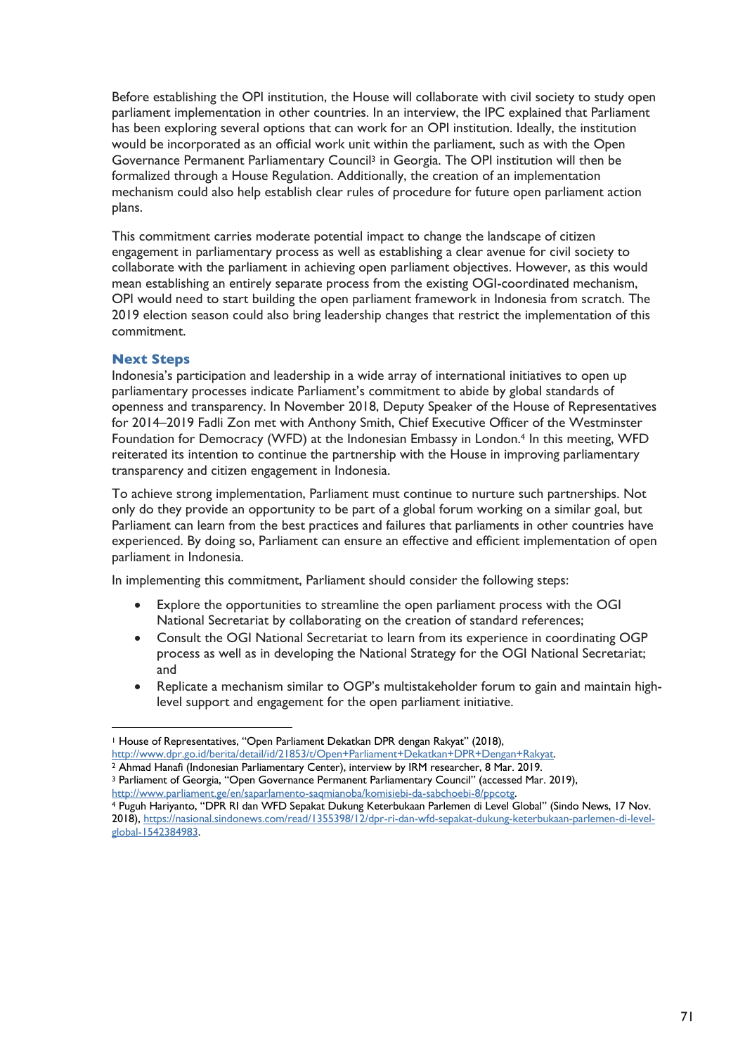Before establishing the OPI institution, the House will collaborate with civil society to study open parliament implementation in other countries. In an interview, the IPC explained that Parliament has been exploring several options that can work for an OPI institution. Ideally, the institution would be incorporated as an official work unit within the parliament, such as with the Open Governance Permanent Parliamentary Council[3] in Georgia. The OPI institution will then be formalized through a House Regulation. Additionally, the creation of an implementation mechanism could also help establish clear rules of procedure for future open parliament action plans.

This commitment carries moderate potential impact to change the landscape of citizen engagement in parliamentary process as well as establishing a clear avenue for civil society to collaborate with the parliament in achieving open parliament objectives. However, as this would mean establishing an entirely separate process from the existing OGI-coordinated mechanism, OPI would need to start building the open parliament framework in Indonesia from scratch. The 2019 election season could also bring leadership changes that restrict the implementation of this commitment.

### Next Steps

Indonesia's participation and leadership in a wide array of international initiatives to open up parliamentary processes indicate Parliament's commitment to abide by global standards of openness and transparency. In November 2018, Deputy Speaker of the House of Representatives for 2014–2019 Fadli Zon met with Anthony Smith, Chief Executive Officer of the Westminster Foundation for Democracy (WFD) at the Indonesian Embassy in London.[4] In this meeting, WFD reiterated its intention to continue the partnership with the House in improving parliamentary transparency and citizen engagement in Indonesia.

To achieve strong implementation, Parliament must continue to nurture such partnerships. Not only do they provide an opportunity to be part of a global forum working on a similar goal, but Parliament can learn from the best practices and failures that parliaments in other countries have experienced. By doing so, Parliament can ensure an effective and efficient implementation of open parliament in Indonesia.

In implementing this commitment, Parliament should consider the following steps:

- Explore the opportunities to streamline the open parliament process with the OGI National Secretariat by collaborating on the creation of standard references;
- Consult the OGI National Secretariat to learn from its experience in coordinating OGP process as well as in developing the National Strategy for the OGI National Secretariat; and
- Replicate a mechanism similar to OGP's multistakeholder forum to gain and maintain high-level support and engagement for the open parliament initiative.

---

[1] House of Representatives, "Open Parliament Dekatkan DPR dengan Rakyat" (2018), http://www.dpr.go.id/berita/detail/id/21853/t/Open+Parliament+Dekatkan+DPR+Dengan+Rakyat.

[2] Ahmad Hanafi (Indonesian Parliamentary Center), interview by IRM researcher, 8 Mar. 2019.

[3] Parliament of Georgia, "Open Governance Permanent Parliamentary Council" (accessed Mar. 2019), http://www.parliament.ge/en/saparlamento-saqmianoba/komisiebi-da-sabchoebi-8/ppcotg.

[4] Puguh Hariyanto, "DPR RI dan WFD Sepakat Dukung Keterbukaan Parlemen di Level Global" (Sindo News, 17 Nov. 2018), https://nasional.sindonews.com/read/1355398/12/dpr-ri-dan-wfd-sepakat-dukung-keterbukaan-parlemen-di-level-global-1542384983.